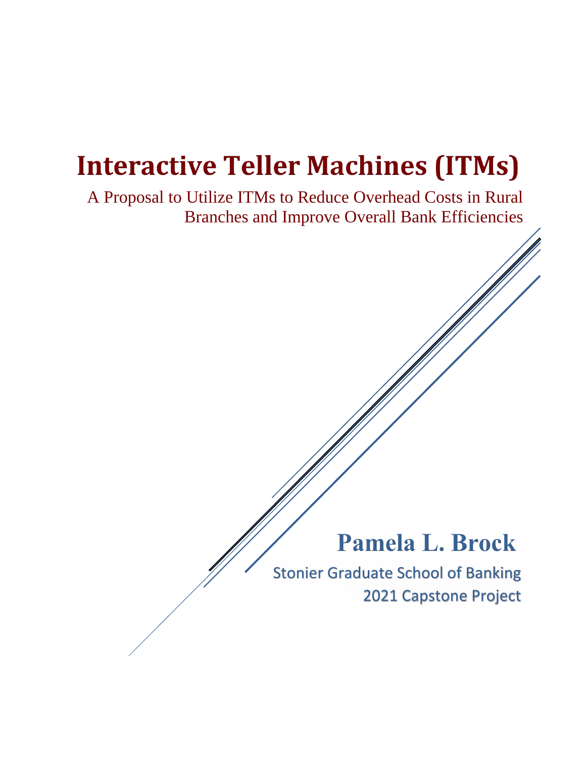# Interactive Teller Machines (ITMs)

A Proposal to Utilize ITMs to Reduce Overhead Costs in Rural Branches and Improve Overall Bank Efficiencies

## Pamela L. Brock

Stonier Graduate School of Banking
2021 Capstone Project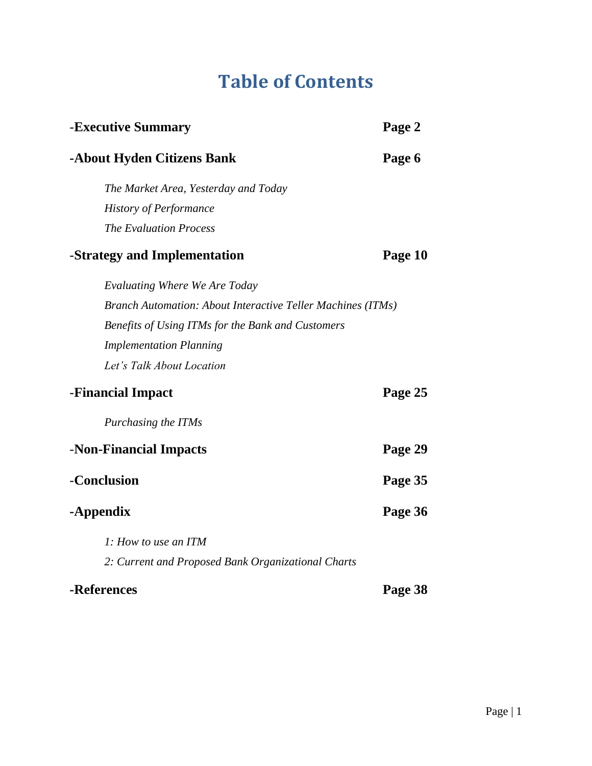# Table of Contents

| | |
|---|---|
| **-Executive Summary** | **Page 2** |
| **-About Hyden Citizens Bank** | **Page 6** |
| *The Market Area, Yesterday and Today* | |
| *History of Performance* | |
| *The Evaluation Process* | |
| **-Strategy and Implementation** | **Page 10** |
| *Evaluating Where We Are Today* | |
| *Branch Automation: About Interactive Teller Machines (ITMs)* | |
| *Benefits of Using ITMs for the Bank and Customers* | |
| *Implementation Planning* | |
| *Let's Talk About Location* | |
| **-Financial Impact** | **Page 25** |
| *Purchasing the ITMs* | |
| **-Non-Financial Impacts** | **Page 29** |
| **-Conclusion** | **Page 35** |
| **-Appendix** | **Page 36** |
| *1: How to use an ITM* | |
| *2: Current and Proposed Bank Organizational Charts* | |
| **-References** | **Page 38** |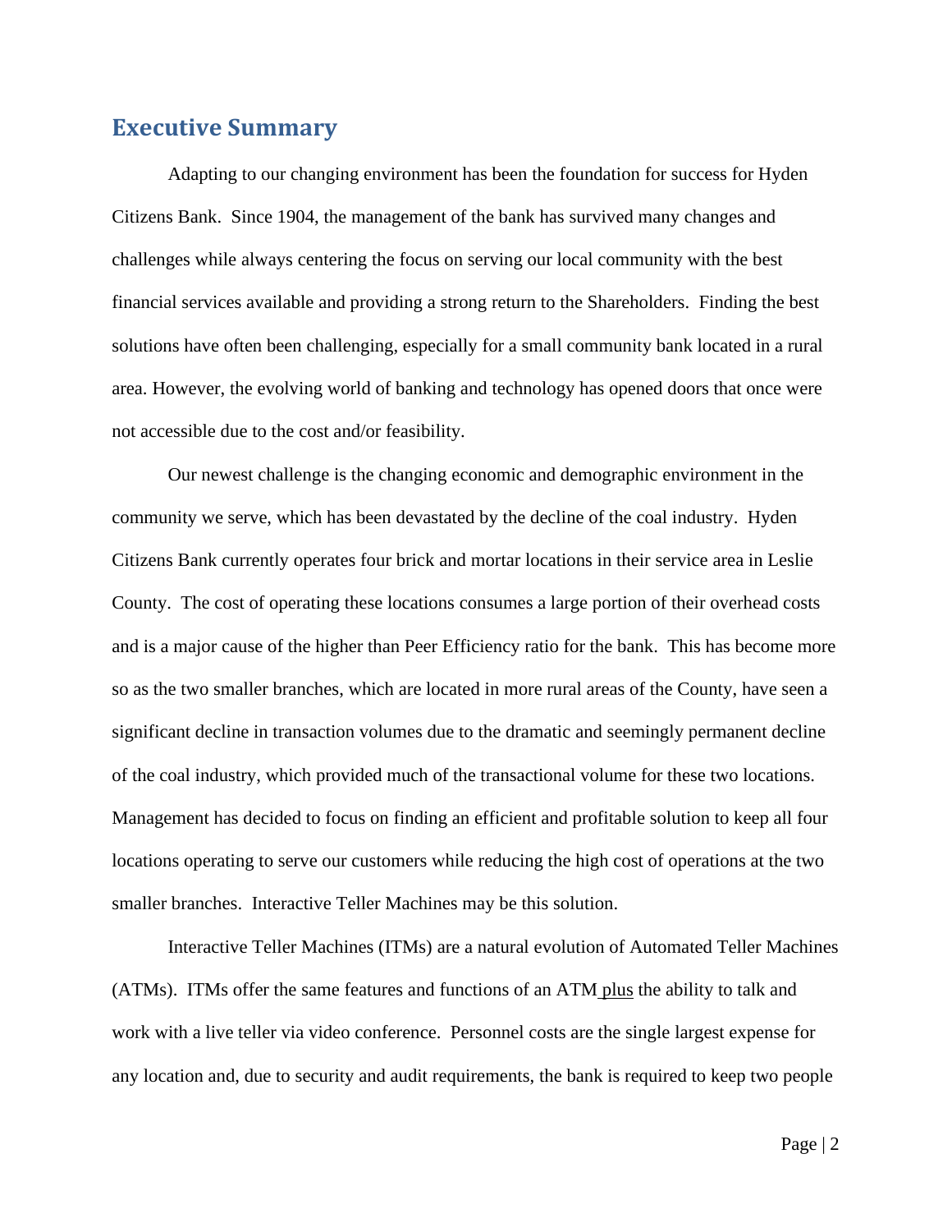## Executive Summary

Adapting to our changing environment has been the foundation for success for Hyden Citizens Bank. Since 1904, the management of the bank has survived many changes and challenges while always centering the focus on serving our local community with the best financial services available and providing a strong return to the Shareholders. Finding the best solutions have often been challenging, especially for a small community bank located in a rural area. However, the evolving world of banking and technology has opened doors that once were not accessible due to the cost and/or feasibility.

Our newest challenge is the changing economic and demographic environment in the community we serve, which has been devastated by the decline of the coal industry. Hyden Citizens Bank currently operates four brick and mortar locations in their service area in Leslie County. The cost of operating these locations consumes a large portion of their overhead costs and is a major cause of the higher than Peer Efficiency ratio for the bank. This has become more so as the two smaller branches, which are located in more rural areas of the County, have seen a significant decline in transaction volumes due to the dramatic and seemingly permanent decline of the coal industry, which provided much of the transactional volume for these two locations. Management has decided to focus on finding an efficient and profitable solution to keep all four locations operating to serve our customers while reducing the high cost of operations at the two smaller branches. Interactive Teller Machines may be this solution.

Interactive Teller Machines (ITMs) are a natural evolution of Automated Teller Machines (ATMs). ITMs offer the same features and functions of an ATM plus the ability to talk and work with a live teller via video conference. Personnel costs are the single largest expense for any location and, due to security and audit requirements, the bank is required to keep two people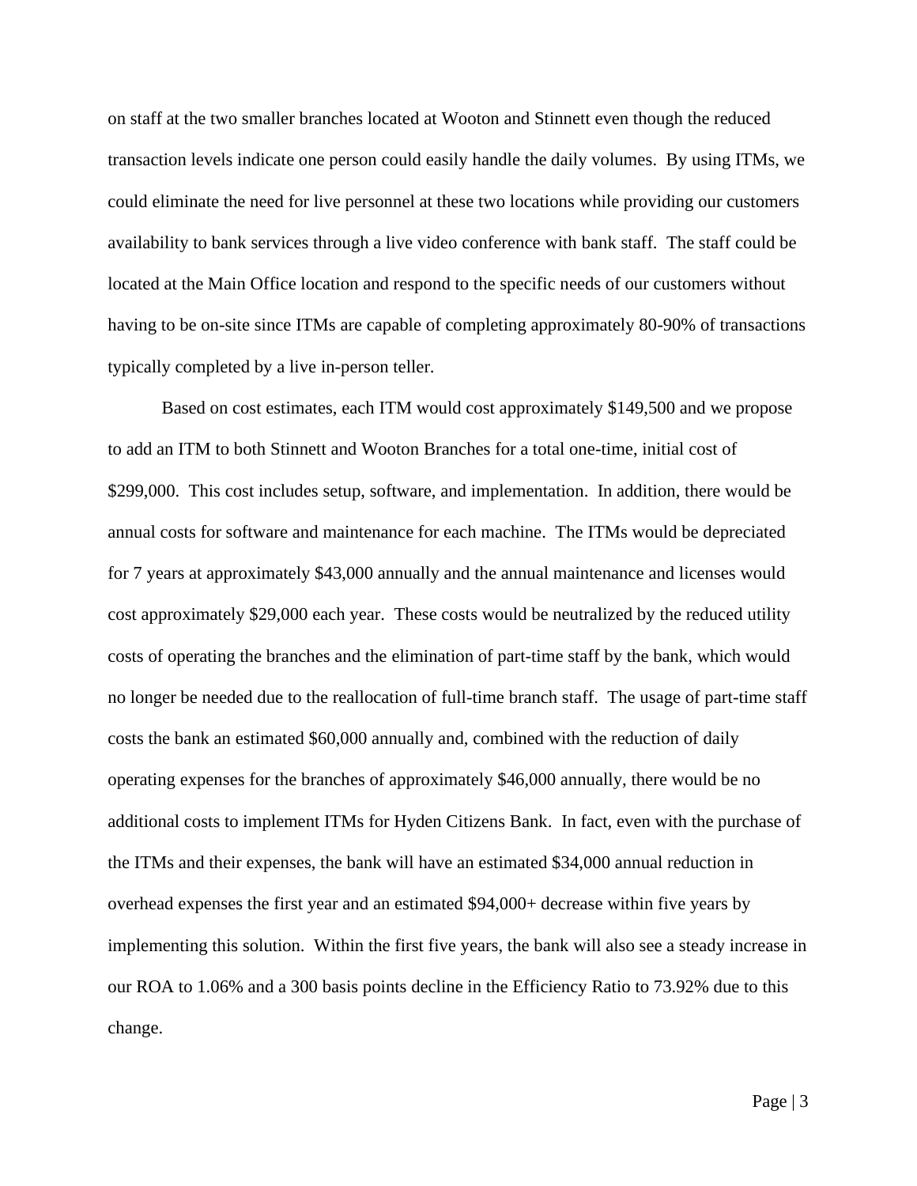on staff at the two smaller branches located at Wooton and Stinnett even though the reduced transaction levels indicate one person could easily handle the daily volumes. By using ITMs, we could eliminate the need for live personnel at these two locations while providing our customers availability to bank services through a live video conference with bank staff. The staff could be located at the Main Office location and respond to the specific needs of our customers without having to be on-site since ITMs are capable of completing approximately 80-90% of transactions typically completed by a live in-person teller.

Based on cost estimates, each ITM would cost approximately $149,500 and we propose to add an ITM to both Stinnett and Wooton Branches for a total one-time, initial cost of $299,000. This cost includes setup, software, and implementation. In addition, there would be annual costs for software and maintenance for each machine. The ITMs would be depreciated for 7 years at approximately $43,000 annually and the annual maintenance and licenses would cost approximately $29,000 each year. These costs would be neutralized by the reduced utility costs of operating the branches and the elimination of part-time staff by the bank, which would no longer be needed due to the reallocation of full-time branch staff. The usage of part-time staff costs the bank an estimated $60,000 annually and, combined with the reduction of daily operating expenses for the branches of approximately $46,000 annually, there would be no additional costs to implement ITMs for Hyden Citizens Bank. In fact, even with the purchase of the ITMs and their expenses, the bank will have an estimated $34,000 annual reduction in overhead expenses the first year and an estimated $94,000+ decrease within five years by implementing this solution. Within the first five years, the bank will also see a steady increase in our ROA to 1.06% and a 300 basis points decline in the Efficiency Ratio to 73.92% due to this change.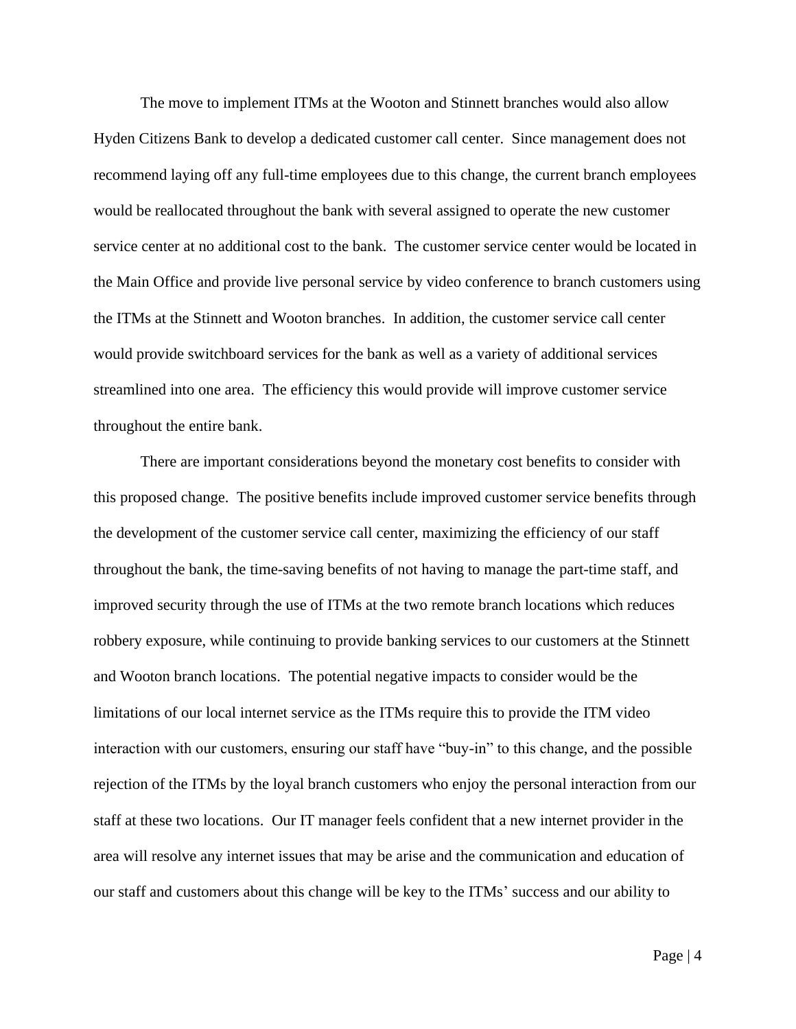The move to implement ITMs at the Wooton and Stinnett branches would also allow Hyden Citizens Bank to develop a dedicated customer call center. Since management does not recommend laying off any full-time employees due to this change, the current branch employees would be reallocated throughout the bank with several assigned to operate the new customer service center at no additional cost to the bank. The customer service center would be located in the Main Office and provide live personal service by video conference to branch customers using the ITMs at the Stinnett and Wooton branches. In addition, the customer service call center would provide switchboard services for the bank as well as a variety of additional services streamlined into one area. The efficiency this would provide will improve customer service throughout the entire bank.

There are important considerations beyond the monetary cost benefits to consider with this proposed change. The positive benefits include improved customer service benefits through the development of the customer service call center, maximizing the efficiency of our staff throughout the bank, the time-saving benefits of not having to manage the part-time staff, and improved security through the use of ITMs at the two remote branch locations which reduces robbery exposure, while continuing to provide banking services to our customers at the Stinnett and Wooton branch locations. The potential negative impacts to consider would be the limitations of our local internet service as the ITMs require this to provide the ITM video interaction with our customers, ensuring our staff have "buy-in" to this change, and the possible rejection of the ITMs by the loyal branch customers who enjoy the personal interaction from our staff at these two locations. Our IT manager feels confident that a new internet provider in the area will resolve any internet issues that may be arise and the communication and education of our staff and customers about this change will be key to the ITMs' success and our ability to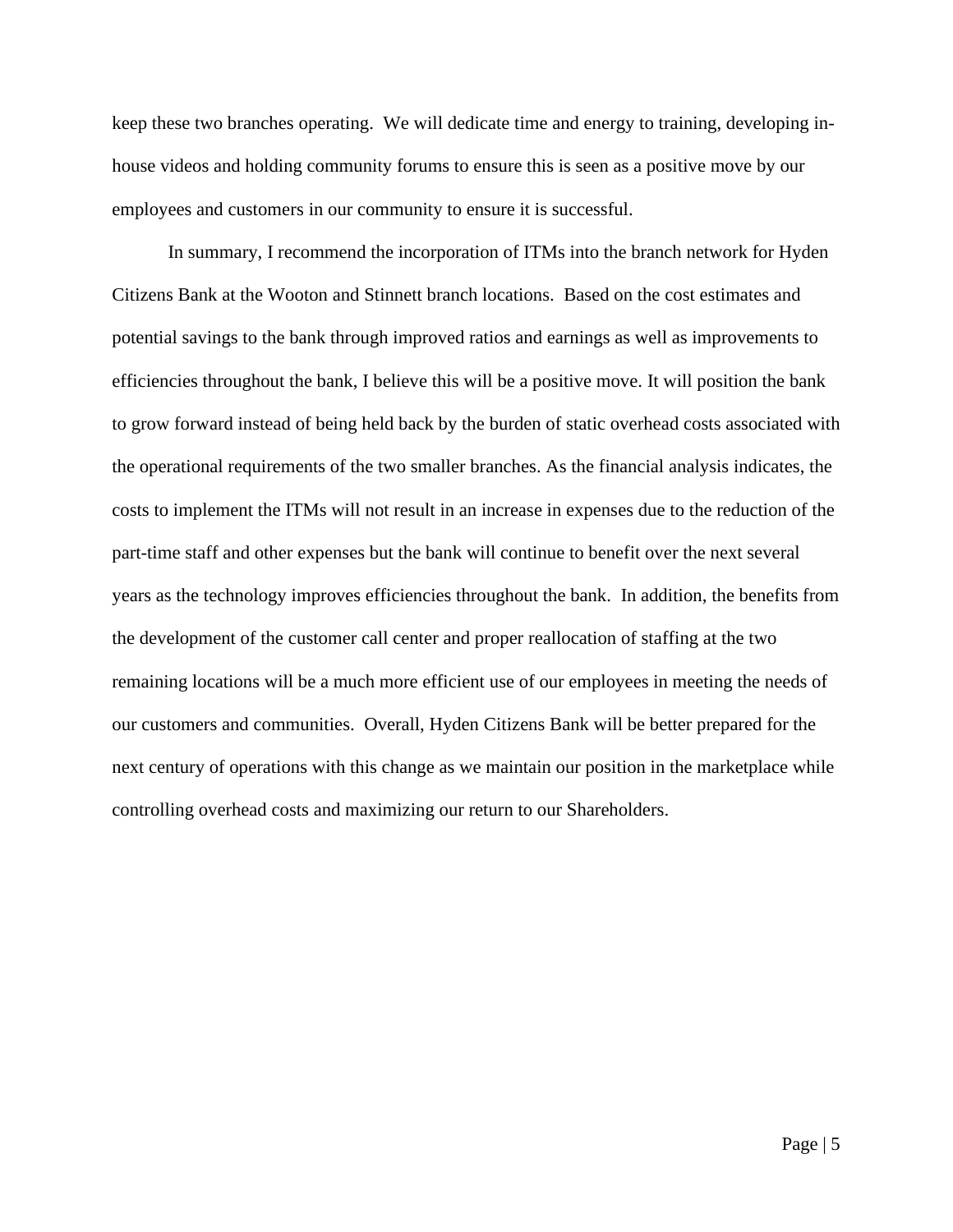keep these two branches operating. We will dedicate time and energy to training, developing in-house videos and holding community forums to ensure this is seen as a positive move by our employees and customers in our community to ensure it is successful.

In summary, I recommend the incorporation of ITMs into the branch network for Hyden Citizens Bank at the Wooton and Stinnett branch locations. Based on the cost estimates and potential savings to the bank through improved ratios and earnings as well as improvements to efficiencies throughout the bank, I believe this will be a positive move. It will position the bank to grow forward instead of being held back by the burden of static overhead costs associated with the operational requirements of the two smaller branches. As the financial analysis indicates, the costs to implement the ITMs will not result in an increase in expenses due to the reduction of the part-time staff and other expenses but the bank will continue to benefit over the next several years as the technology improves efficiencies throughout the bank. In addition, the benefits from the development of the customer call center and proper reallocation of staffing at the two remaining locations will be a much more efficient use of our employees in meeting the needs of our customers and communities. Overall, Hyden Citizens Bank will be better prepared for the next century of operations with this change as we maintain our position in the marketplace while controlling overhead costs and maximizing our return to our Shareholders.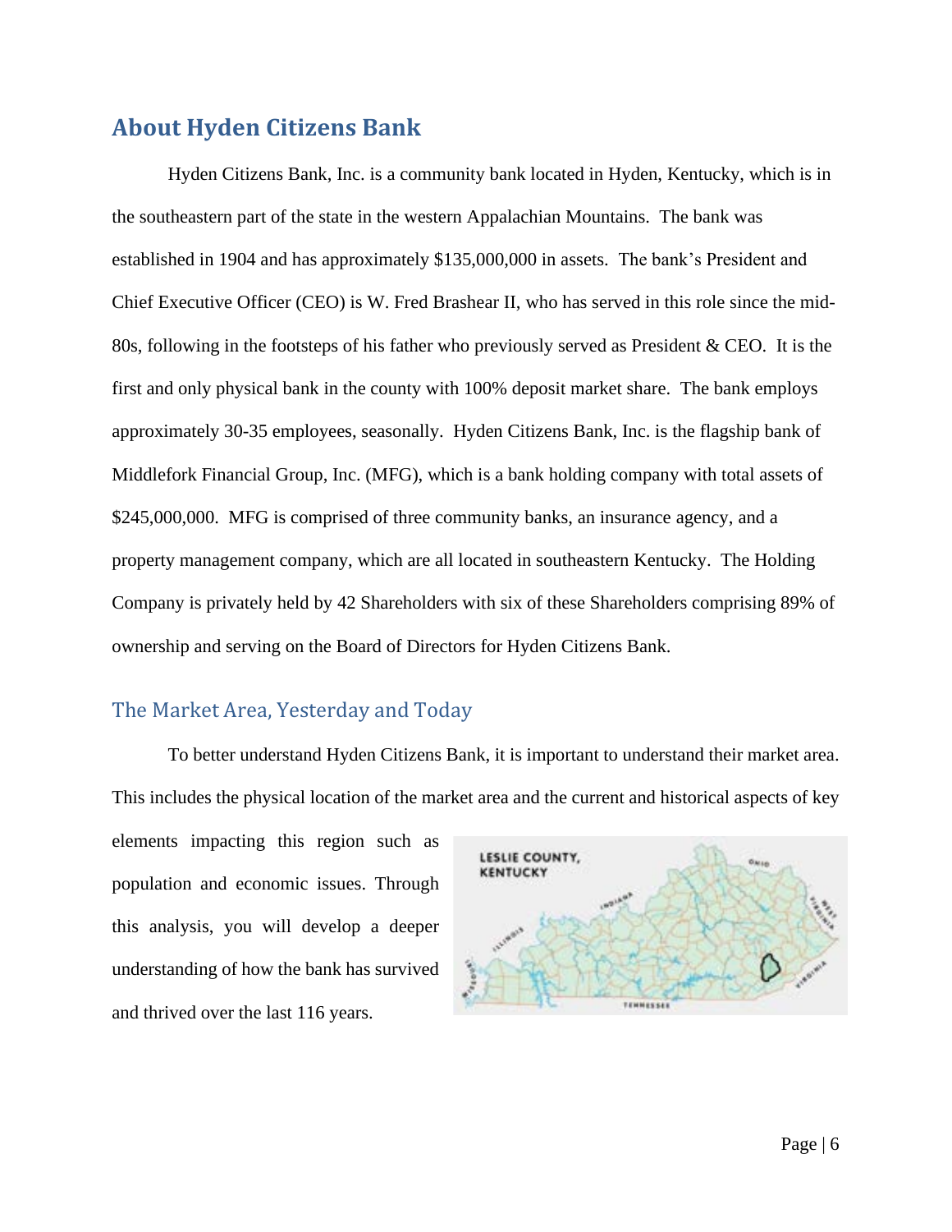## About Hyden Citizens Bank

Hyden Citizens Bank, Inc. is a community bank located in Hyden, Kentucky, which is in the southeastern part of the state in the western Appalachian Mountains. The bank was established in 1904 and has approximately $135,000,000 in assets. The bank's President and Chief Executive Officer (CEO) is W. Fred Brashear II, who has served in this role since the mid-80s, following in the footsteps of his father who previously served as President & CEO. It is the first and only physical bank in the county with 100% deposit market share. The bank employs approximately 30-35 employees, seasonally. Hyden Citizens Bank, Inc. is the flagship bank of Middlefork Financial Group, Inc. (MFG), which is a bank holding company with total assets of $245,000,000. MFG is comprised of three community banks, an insurance agency, and a property management company, which are all located in southeastern Kentucky. The Holding Company is privately held by 42 Shareholders with six of these Shareholders comprising 89% of ownership and serving on the Board of Directors for Hyden Citizens Bank.

### The Market Area, Yesterday and Today

To better understand Hyden Citizens Bank, it is important to understand their market area. This includes the physical location of the market area and the current and historical aspects of key elements impacting this region such as population and economic issues. Through this analysis, you will develop a deeper understanding of how the bank has survived and thrived over the last 116 years.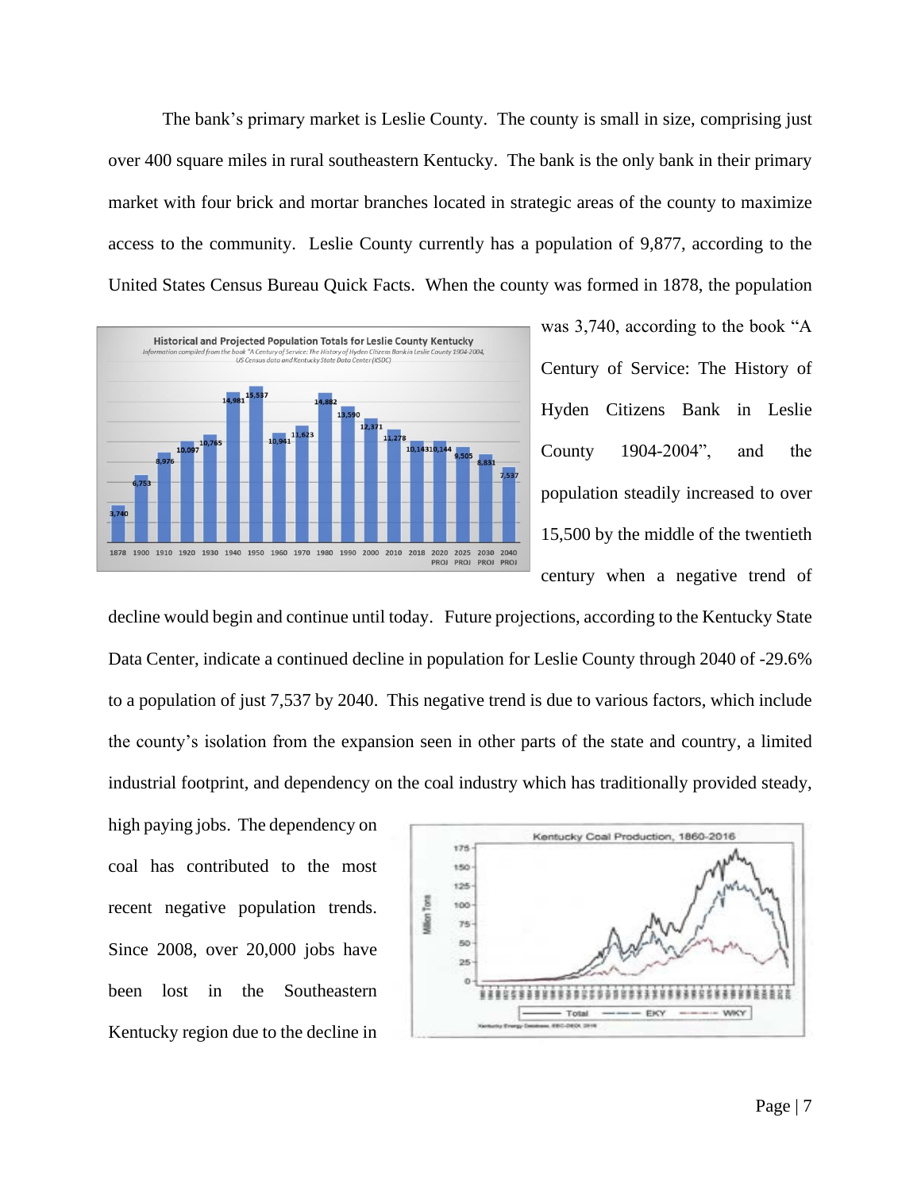The bank's primary market is Leslie County. The county is small in size, comprising just over 400 square miles in rural southeastern Kentucky. The bank is the only bank in their primary market with four brick and mortar branches located in strategic areas of the county to maximize access to the community. Leslie County currently has a population of 9,877, according to the United States Census Bureau Quick Facts. When the county was formed in 1878, the population was 3,740, according to the book "A Century of Service: The History of Hyden Citizens Bank in Leslie County 1904-2004", and the population steadily increased to over 15,500 by the middle of the twentieth century when a negative trend of decline would begin and continue until today. Future projections, according to the Kentucky State Data Center, indicate a continued decline in population for Leslie County through 2040 of -29.6% to a population of just 7,537 by 2040. This negative trend is due to various factors, which include the county's isolation from the expansion seen in other parts of the state and country, a limited industrial footprint, and dependency on the coal industry which has traditionally provided steady, high paying jobs. The dependency on coal has contributed to the most recent negative population trends. Since 2008, over 20,000 jobs have been lost in the Southeastern Kentucky region due to the decline in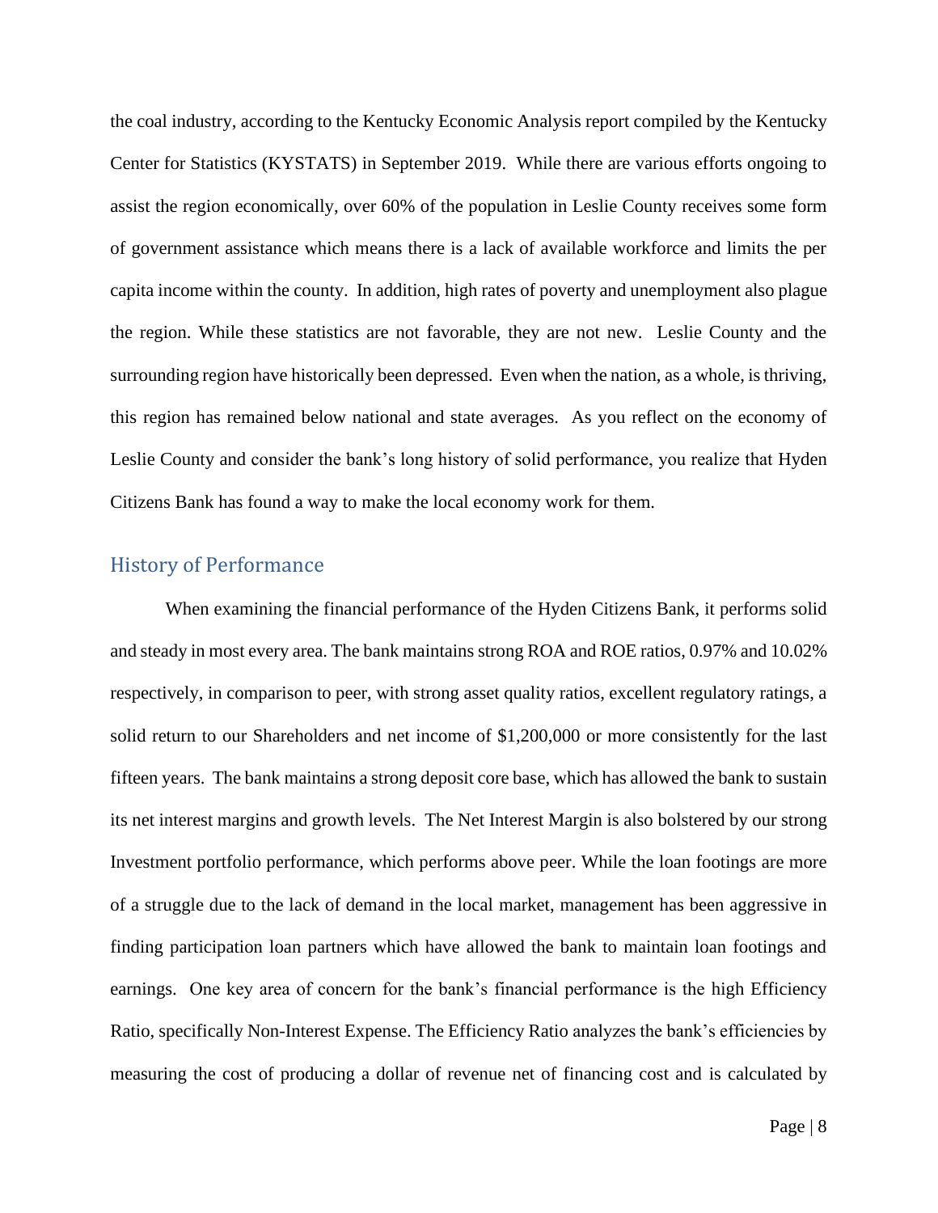the coal industry, according to the Kentucky Economic Analysis report compiled by the Kentucky Center for Statistics (KYSTATS) in September 2019. While there are various efforts ongoing to assist the region economically, over 60% of the population in Leslie County receives some form of government assistance which means there is a lack of available workforce and limits the per capita income within the county. In addition, high rates of poverty and unemployment also plague the region. While these statistics are not favorable, they are not new. Leslie County and the surrounding region have historically been depressed. Even when the nation, as a whole, is thriving, this region has remained below national and state averages. As you reflect on the economy of Leslie County and consider the bank's long history of solid performance, you realize that Hyden Citizens Bank has found a way to make the local economy work for them.

## History of Performance

When examining the financial performance of the Hyden Citizens Bank, it performs solid and steady in most every area. The bank maintains strong ROA and ROE ratios, 0.97% and 10.02% respectively, in comparison to peer, with strong asset quality ratios, excellent regulatory ratings, a solid return to our Shareholders and net income of $1,200,000 or more consistently for the last fifteen years. The bank maintains a strong deposit core base, which has allowed the bank to sustain its net interest margins and growth levels. The Net Interest Margin is also bolstered by our strong Investment portfolio performance, which performs above peer. While the loan footings are more of a struggle due to the lack of demand in the local market, management has been aggressive in finding participation loan partners which have allowed the bank to maintain loan footings and earnings. One key area of concern for the bank's financial performance is the high Efficiency Ratio, specifically Non-Interest Expense. The Efficiency Ratio analyzes the bank's efficiencies by measuring the cost of producing a dollar of revenue net of financing cost and is calculated by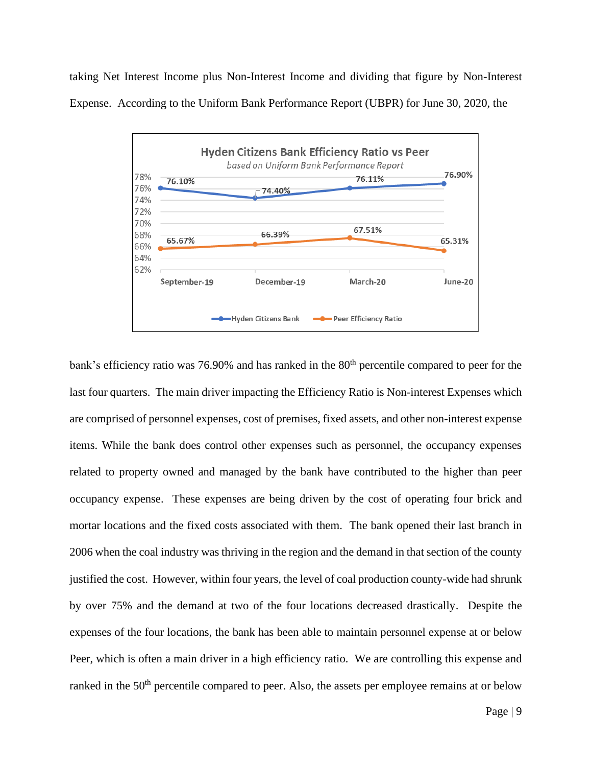taking Net Interest Income plus Non-Interest Income and dividing that figure by Non-Interest Expense. According to the Uniform Bank Performance Report (UBPR) for June 30, 2020, the

**Hyden Citizens Bank Efficiency Ratio vs Peer**

*based on Uniform Bank Performance Report*

| | September-19 | December-19 | March-20 | June-20 |
|---|---|---|---|---|
| Hyden Citizens Bank | 76.10% | 74.40% | 76.11% | 76.90% |
| Peer Efficiency Ratio | 65.67% | 66.39% | 67.51% | 65.31% |

bank's efficiency ratio was 76.90% and has ranked in the 80th percentile compared to peer for the last four quarters. The main driver impacting the Efficiency Ratio is Non-interest Expenses which are comprised of personnel expenses, cost of premises, fixed assets, and other non-interest expense items. While the bank does control other expenses such as personnel, the occupancy expenses related to property owned and managed by the bank have contributed to the higher than peer occupancy expense. These expenses are being driven by the cost of operating four brick and mortar locations and the fixed costs associated with them. The bank opened their last branch in 2006 when the coal industry was thriving in the region and the demand in that section of the county justified the cost. However, within four years, the level of coal production county-wide had shrunk by over 75% and the demand at two of the four locations decreased drastically. Despite the expenses of the four locations, the bank has been able to maintain personnel expense at or below Peer, which is often a main driver in a high efficiency ratio. We are controlling this expense and ranked in the 50th percentile compared to peer. Also, the assets per employee remains at or below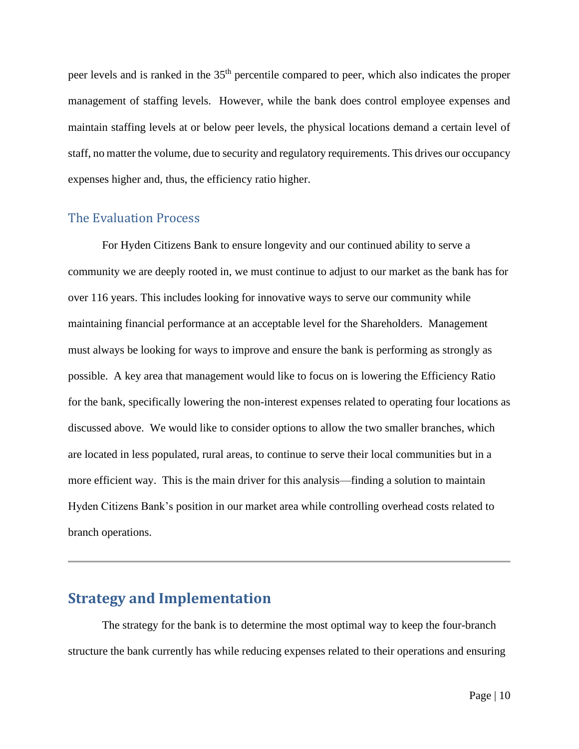peer levels and is ranked in the 35th percentile compared to peer, which also indicates the proper management of staffing levels. However, while the bank does control employee expenses and maintain staffing levels at or below peer levels, the physical locations demand a certain level of staff, no matter the volume, due to security and regulatory requirements. This drives our occupancy expenses higher and, thus, the efficiency ratio higher.

### The Evaluation Process

For Hyden Citizens Bank to ensure longevity and our continued ability to serve a community we are deeply rooted in, we must continue to adjust to our market as the bank has for over 116 years. This includes looking for innovative ways to serve our community while maintaining financial performance at an acceptable level for the Shareholders. Management must always be looking for ways to improve and ensure the bank is performing as strongly as possible. A key area that management would like to focus on is lowering the Efficiency Ratio for the bank, specifically lowering the non-interest expenses related to operating four locations as discussed above. We would like to consider options to allow the two smaller branches, which are located in less populated, rural areas, to continue to serve their local communities but in a more efficient way. This is the main driver for this analysis—finding a solution to maintain Hyden Citizens Bank's position in our market area while controlling overhead costs related to branch operations.

---

## Strategy and Implementation

The strategy for the bank is to determine the most optimal way to keep the four-branch structure the bank currently has while reducing expenses related to their operations and ensuring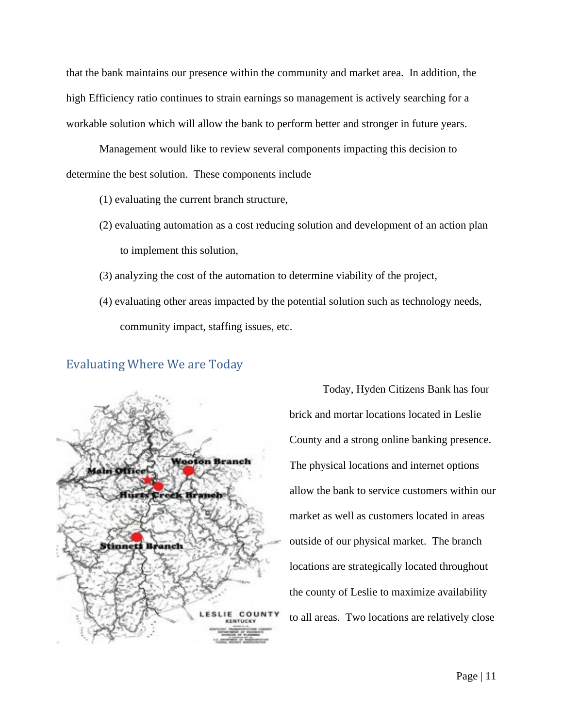that the bank maintains our presence within the community and market area. In addition, the high Efficiency ratio continues to strain earnings so management is actively searching for a workable solution which will allow the bank to perform better and stronger in future years.

Management would like to review several components impacting this decision to determine the best solution. These components include

(1) evaluating the current branch structure,

(2) evaluating automation as a cost reducing solution and development of an action plan to implement this solution,

(3) analyzing the cost of the automation to determine viability of the project,

(4) evaluating other areas impacted by the potential solution such as technology needs, community impact, staffing issues, etc.

## Evaluating Where We are Today

Today, Hyden Citizens Bank has four brick and mortar locations located in Leslie County and a strong online banking presence. The physical locations and internet options allow the bank to service customers within our market as well as customers located in areas outside of our physical market. The branch locations are strategically located throughout the county of Leslie to maximize availability to all areas. Two locations are relatively close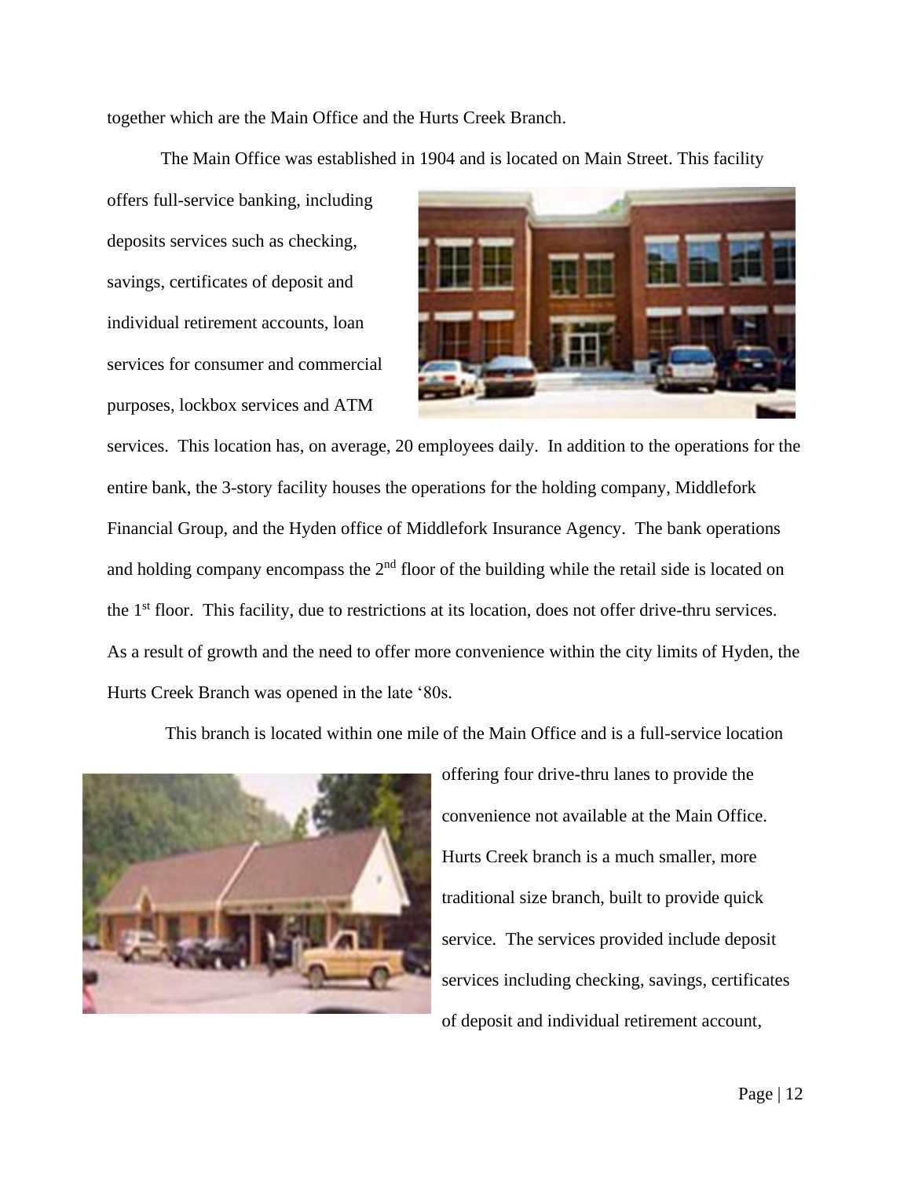together which are the Main Office and the Hurts Creek Branch.

The Main Office was established in 1904 and is located on Main Street. This facility offers full-service banking, including deposits services such as checking, savings, certificates of deposit and individual retirement accounts, loan services for consumer and commercial purposes, lockbox services and ATM services. This location has, on average, 20 employees daily. In addition to the operations for the entire bank, the 3-story facility houses the operations for the holding company, Middlefork Financial Group, and the Hyden office of Middlefork Insurance Agency. The bank operations and holding company encompass the 2nd floor of the building while the retail side is located on the 1st floor. This facility, due to restrictions at its location, does not offer drive-thru services. As a result of growth and the need to offer more convenience within the city limits of Hyden, the Hurts Creek Branch was opened in the late '80s.

This branch is located within one mile of the Main Office and is a full-service location offering four drive-thru lanes to provide the convenience not available at the Main Office. Hurts Creek branch is a much smaller, more traditional size branch, built to provide quick service. The services provided include deposit services including checking, savings, certificates of deposit and individual retirement account,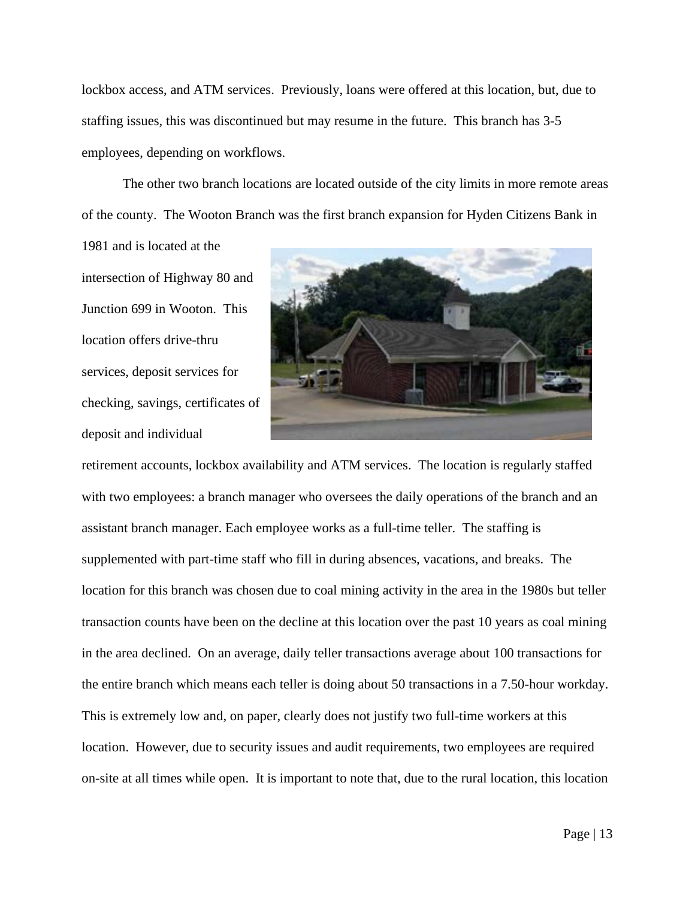lockbox access, and ATM services. Previously, loans were offered at this location, but, due to staffing issues, this was discontinued but may resume in the future. This branch has 3-5 employees, depending on workflows.

The other two branch locations are located outside of the city limits in more remote areas of the county. The Wooton Branch was the first branch expansion for Hyden Citizens Bank in 1981 and is located at the intersection of Highway 80 and Junction 699 in Wooton. This location offers drive-thru services, deposit services for checking, savings, certificates of deposit and individual retirement accounts, lockbox availability and ATM services. The location is regularly staffed with two employees: a branch manager who oversees the daily operations of the branch and an assistant branch manager. Each employee works as a full-time teller. The staffing is supplemented with part-time staff who fill in during absences, vacations, and breaks. The location for this branch was chosen due to coal mining activity in the area in the 1980s but teller transaction counts have been on the decline at this location over the past 10 years as coal mining in the area declined. On an average, daily teller transactions average about 100 transactions for the entire branch which means each teller is doing about 50 transactions in a 7.50-hour workday. This is extremely low and, on paper, clearly does not justify two full-time workers at this location. However, due to security issues and audit requirements, two employees are required on-site at all times while open. It is important to note that, due to the rural location, this location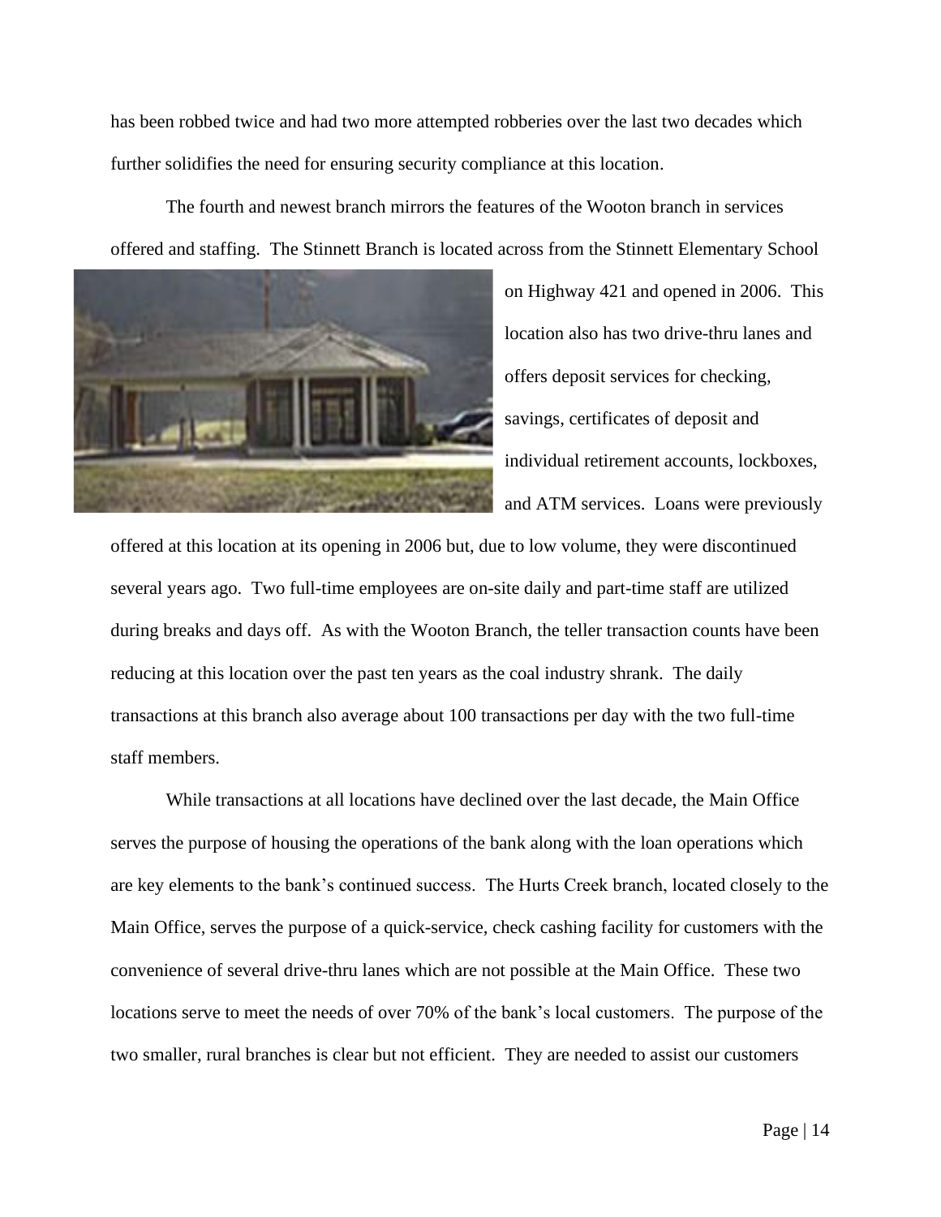has been robbed twice and had two more attempted robberies over the last two decades which further solidifies the need for ensuring security compliance at this location.

The fourth and newest branch mirrors the features of the Wooton branch in services offered and staffing. The Stinnett Branch is located across from the Stinnett Elementary School on Highway 421 and opened in 2006. This location also has two drive-thru lanes and offers deposit services for checking, savings, certificates of deposit and individual retirement accounts, lockboxes, and ATM services. Loans were previously offered at this location at its opening in 2006 but, due to low volume, they were discontinued several years ago. Two full-time employees are on-site daily and part-time staff are utilized during breaks and days off. As with the Wooton Branch, the teller transaction counts have been reducing at this location over the past ten years as the coal industry shrank. The daily transactions at this branch also average about 100 transactions per day with the two full-time staff members.

While transactions at all locations have declined over the last decade, the Main Office serves the purpose of housing the operations of the bank along with the loan operations which are key elements to the bank's continued success. The Hurts Creek branch, located closely to the Main Office, serves the purpose of a quick-service, check cashing facility for customers with the convenience of several drive-thru lanes which are not possible at the Main Office. These two locations serve to meet the needs of over 70% of the bank's local customers. The purpose of the two smaller, rural branches is clear but not efficient. They are needed to assist our customers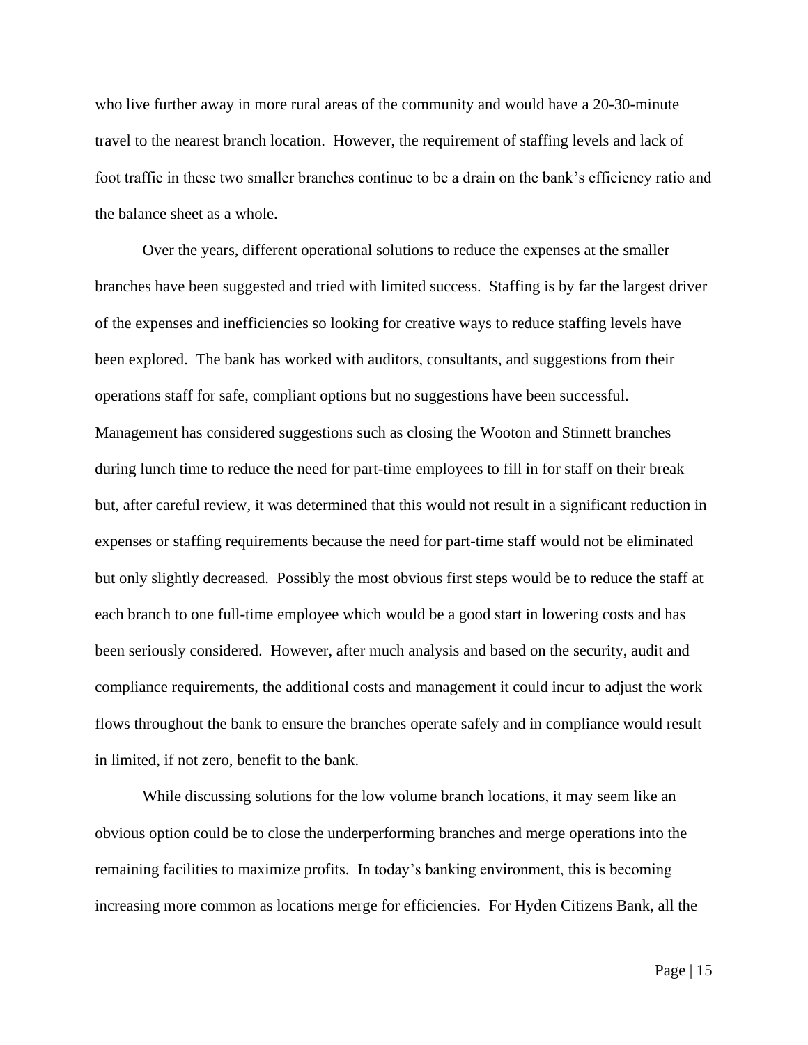who live further away in more rural areas of the community and would have a 20-30-minute travel to the nearest branch location. However, the requirement of staffing levels and lack of foot traffic in these two smaller branches continue to be a drain on the bank's efficiency ratio and the balance sheet as a whole.

Over the years, different operational solutions to reduce the expenses at the smaller branches have been suggested and tried with limited success. Staffing is by far the largest driver of the expenses and inefficiencies so looking for creative ways to reduce staffing levels have been explored. The bank has worked with auditors, consultants, and suggestions from their operations staff for safe, compliant options but no suggestions have been successful. Management has considered suggestions such as closing the Wooton and Stinnett branches during lunch time to reduce the need for part-time employees to fill in for staff on their break but, after careful review, it was determined that this would not result in a significant reduction in expenses or staffing requirements because the need for part-time staff would not be eliminated but only slightly decreased. Possibly the most obvious first steps would be to reduce the staff at each branch to one full-time employee which would be a good start in lowering costs and has been seriously considered. However, after much analysis and based on the security, audit and compliance requirements, the additional costs and management it could incur to adjust the work flows throughout the bank to ensure the branches operate safely and in compliance would result in limited, if not zero, benefit to the bank.

While discussing solutions for the low volume branch locations, it may seem like an obvious option could be to close the underperforming branches and merge operations into the remaining facilities to maximize profits. In today's banking environment, this is becoming increasing more common as locations merge for efficiencies. For Hyden Citizens Bank, all the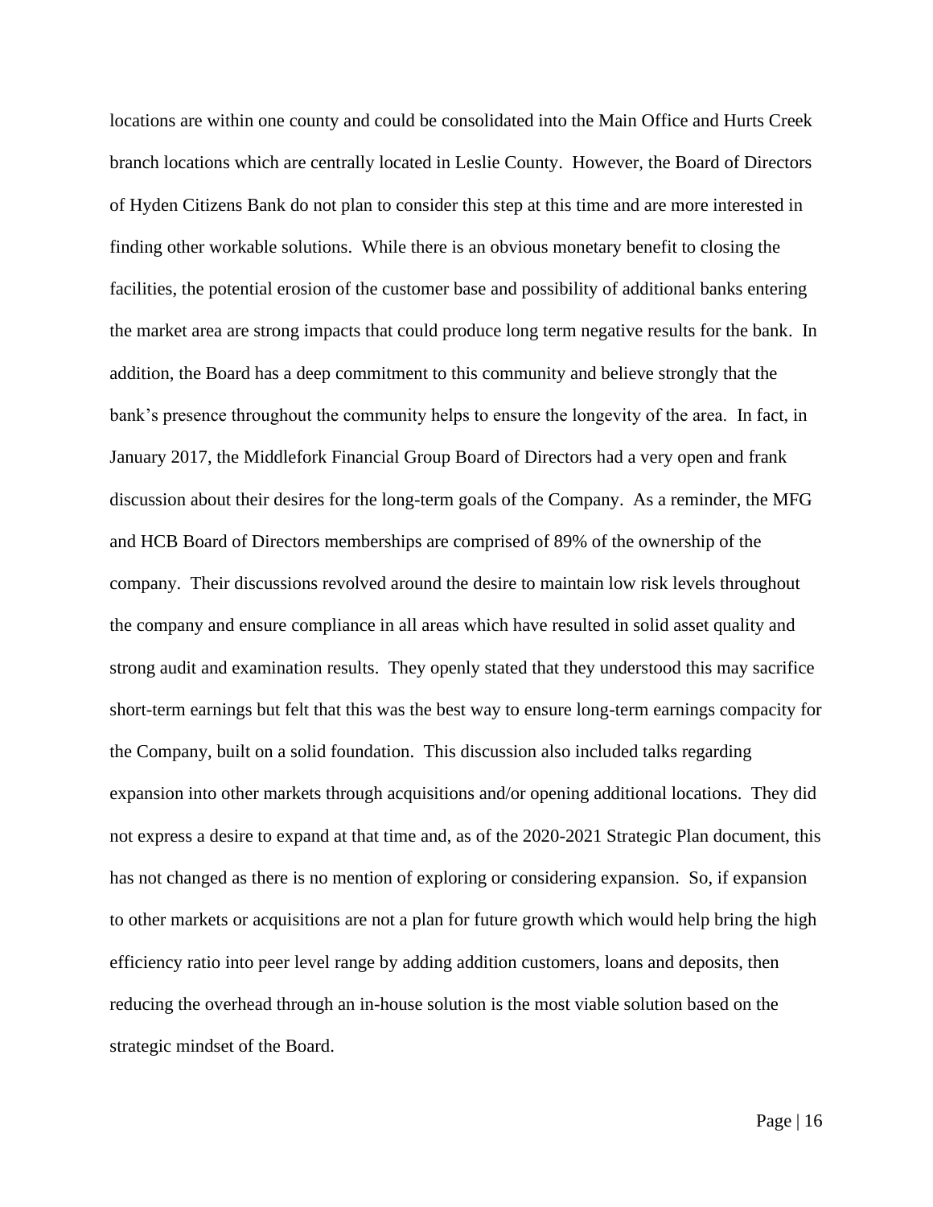locations are within one county and could be consolidated into the Main Office and Hurts Creek branch locations which are centrally located in Leslie County. However, the Board of Directors of Hyden Citizens Bank do not plan to consider this step at this time and are more interested in finding other workable solutions. While there is an obvious monetary benefit to closing the facilities, the potential erosion of the customer base and possibility of additional banks entering the market area are strong impacts that could produce long term negative results for the bank. In addition, the Board has a deep commitment to this community and believe strongly that the bank's presence throughout the community helps to ensure the longevity of the area. In fact, in January 2017, the Middlefork Financial Group Board of Directors had a very open and frank discussion about their desires for the long-term goals of the Company. As a reminder, the MFG and HCB Board of Directors memberships are comprised of 89% of the ownership of the company. Their discussions revolved around the desire to maintain low risk levels throughout the company and ensure compliance in all areas which have resulted in solid asset quality and strong audit and examination results. They openly stated that they understood this may sacrifice short-term earnings but felt that this was the best way to ensure long-term earnings compacity for the Company, built on a solid foundation. This discussion also included talks regarding expansion into other markets through acquisitions and/or opening additional locations. They did not express a desire to expand at that time and, as of the 2020-2021 Strategic Plan document, this has not changed as there is no mention of exploring or considering expansion. So, if expansion to other markets or acquisitions are not a plan for future growth which would help bring the high efficiency ratio into peer level range by adding addition customers, loans and deposits, then reducing the overhead through an in-house solution is the most viable solution based on the strategic mindset of the Board.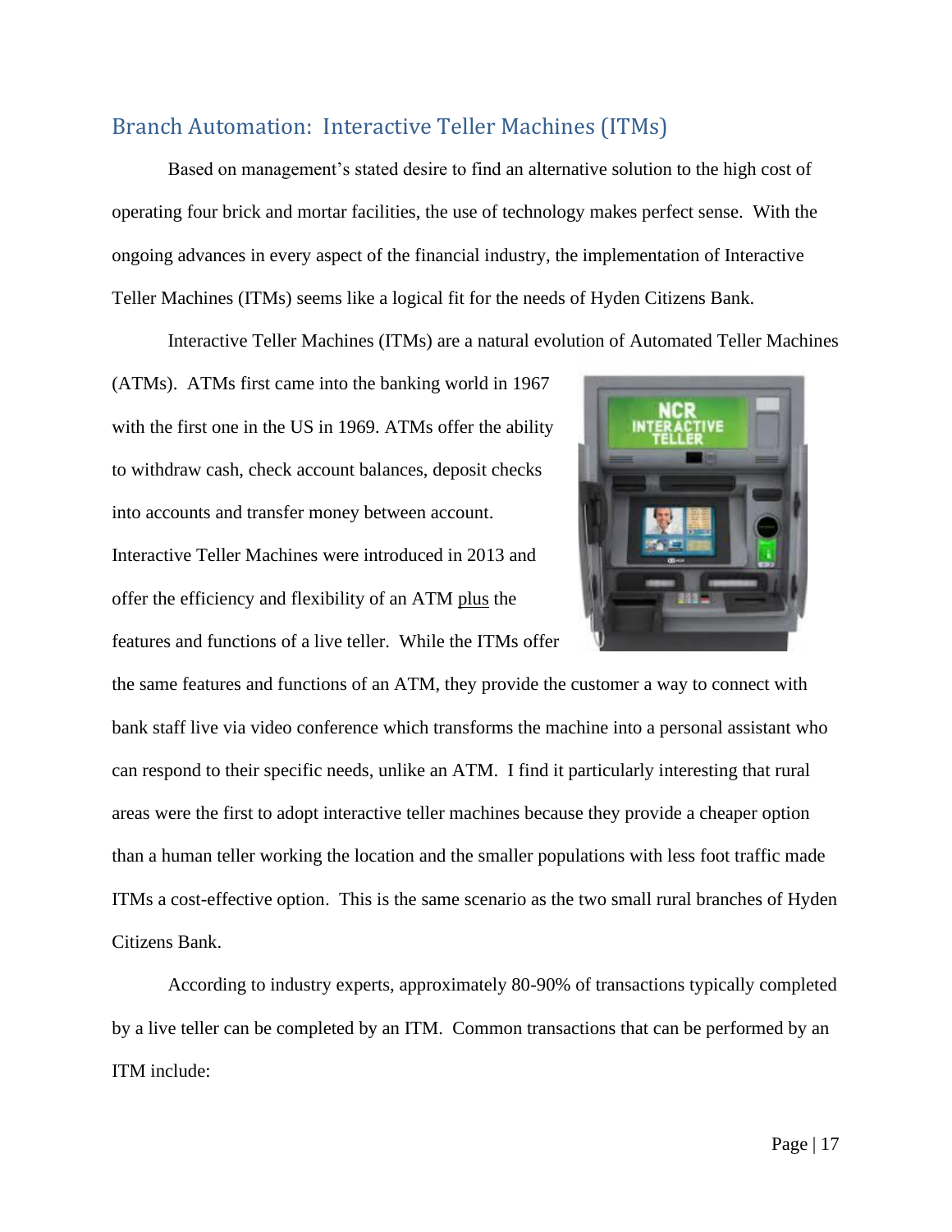## Branch Automation: Interactive Teller Machines (ITMs)

Based on management's stated desire to find an alternative solution to the high cost of operating four brick and mortar facilities, the use of technology makes perfect sense. With the ongoing advances in every aspect of the financial industry, the implementation of Interactive Teller Machines (ITMs) seems like a logical fit for the needs of Hyden Citizens Bank.

Interactive Teller Machines (ITMs) are a natural evolution of Automated Teller Machines (ATMs). ATMs first came into the banking world in 1967 with the first one in the US in 1969. ATMs offer the ability to withdraw cash, check account balances, deposit checks into accounts and transfer money between account. Interactive Teller Machines were introduced in 2013 and offer the efficiency and flexibility of an ATM plus the features and functions of a live teller. While the ITMs offer the same features and functions of an ATM, they provide the customer a way to connect with bank staff live via video conference which transforms the machine into a personal assistant who can respond to their specific needs, unlike an ATM. I find it particularly interesting that rural areas were the first to adopt interactive teller machines because they provide a cheaper option than a human teller working the location and the smaller populations with less foot traffic made ITMs a cost-effective option. This is the same scenario as the two small rural branches of Hyden Citizens Bank.

According to industry experts, approximately 80-90% of transactions typically completed by a live teller can be completed by an ITM. Common transactions that can be performed by an ITM include: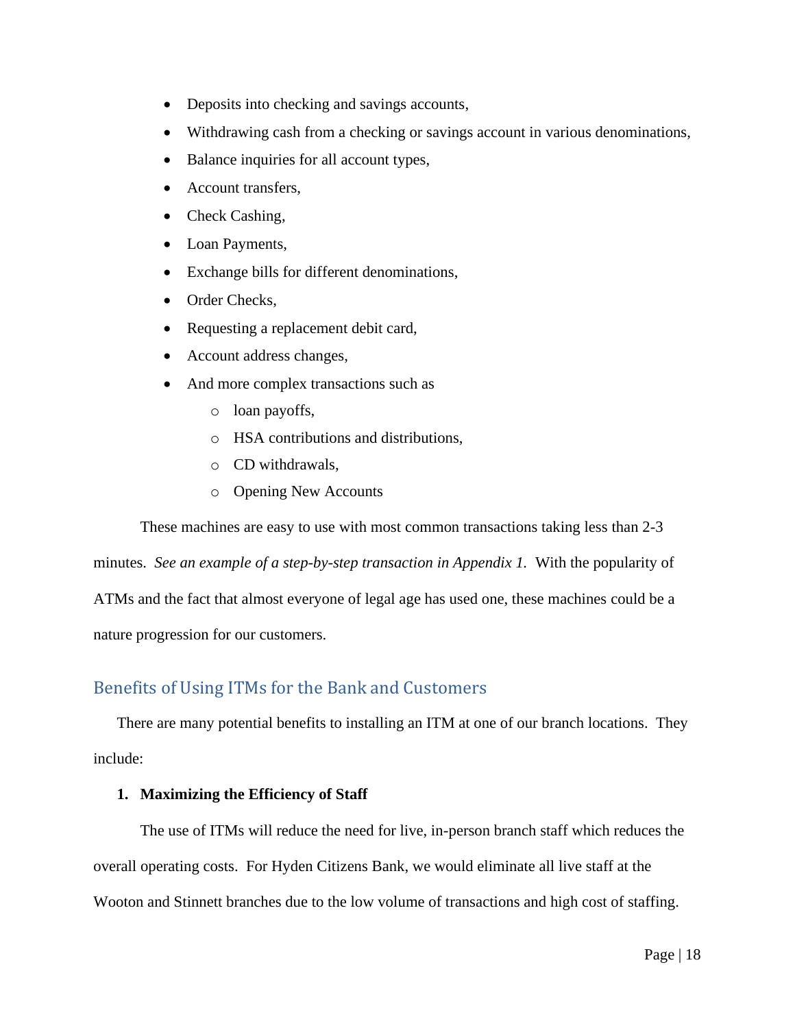- Deposits into checking and savings accounts,
- Withdrawing cash from a checking or savings account in various denominations,
- Balance inquiries for all account types,
- Account transfers,
- Check Cashing,
- Loan Payments,
- Exchange bills for different denominations,
- Order Checks,
- Requesting a replacement debit card,
- Account address changes,
- And more complex transactions such as
    - loan payoffs,
    - HSA contributions and distributions,
    - CD withdrawals,
    - Opening New Accounts

These machines are easy to use with most common transactions taking less than 2-3 minutes. *See an example of a step-by-step transaction in Appendix 1.* With the popularity of ATMs and the fact that almost everyone of legal age has used one, these machines could be a nature progression for our customers.

## Benefits of Using ITMs for the Bank and Customers

There are many potential benefits to installing an ITM at one of our branch locations. They include:

**1. Maximizing the Efficiency of Staff**

The use of ITMs will reduce the need for live, in-person branch staff which reduces the overall operating costs. For Hyden Citizens Bank, we would eliminate all live staff at the Wooton and Stinnett branches due to the low volume of transactions and high cost of staffing.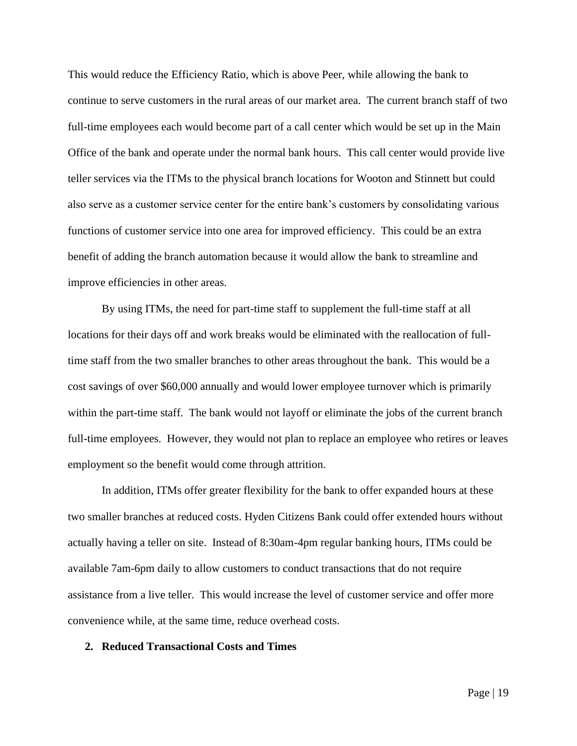This would reduce the Efficiency Ratio, which is above Peer, while allowing the bank to continue to serve customers in the rural areas of our market area. The current branch staff of two full-time employees each would become part of a call center which would be set up in the Main Office of the bank and operate under the normal bank hours. This call center would provide live teller services via the ITMs to the physical branch locations for Wooton and Stinnett but could also serve as a customer service center for the entire bank's customers by consolidating various functions of customer service into one area for improved efficiency. This could be an extra benefit of adding the branch automation because it would allow the bank to streamline and improve efficiencies in other areas.

By using ITMs, the need for part-time staff to supplement the full-time staff at all locations for their days off and work breaks would be eliminated with the reallocation of full-time staff from the two smaller branches to other areas throughout the bank. This would be a cost savings of over $60,000 annually and would lower employee turnover which is primarily within the part-time staff. The bank would not layoff or eliminate the jobs of the current branch full-time employees. However, they would not plan to replace an employee who retires or leaves employment so the benefit would come through attrition.

In addition, ITMs offer greater flexibility for the bank to offer expanded hours at these two smaller branches at reduced costs. Hyden Citizens Bank could offer extended hours without actually having a teller on site. Instead of 8:30am-4pm regular banking hours, ITMs could be available 7am-6pm daily to allow customers to conduct transactions that do not require assistance from a live teller. This would increase the level of customer service and offer more convenience while, at the same time, reduce overhead costs.

**2. Reduced Transactional Costs and Times**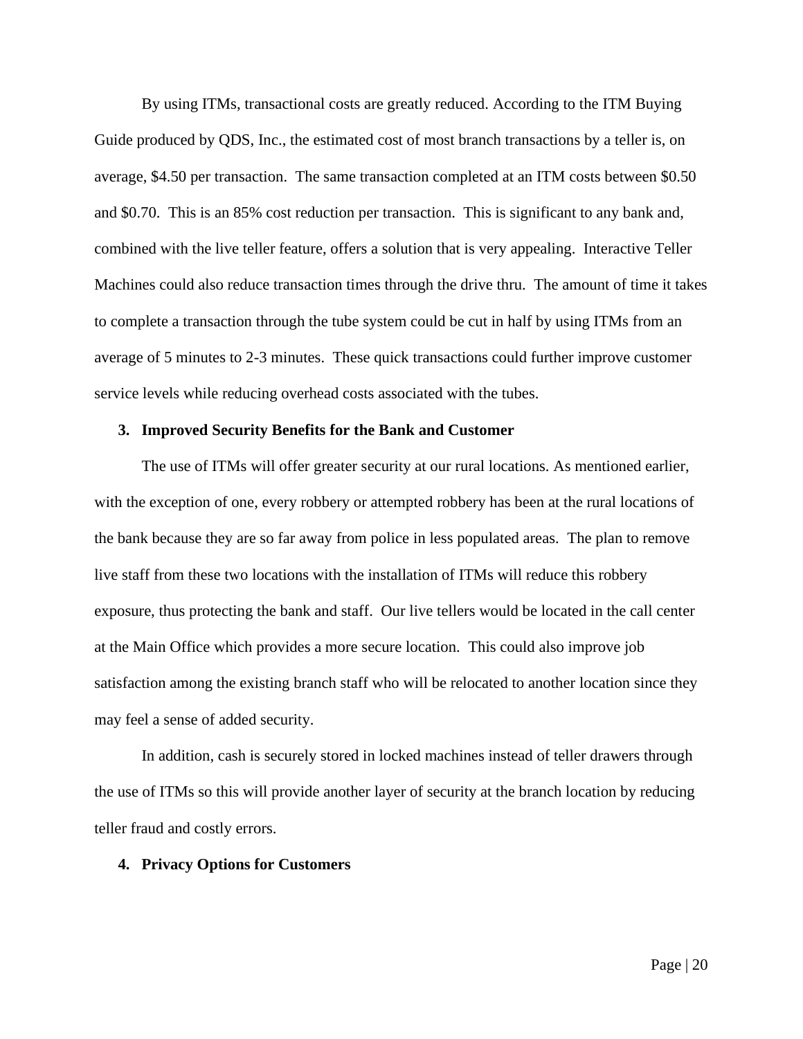By using ITMs, transactional costs are greatly reduced. According to the ITM Buying Guide produced by QDS, Inc., the estimated cost of most branch transactions by a teller is, on average, $4.50 per transaction. The same transaction completed at an ITM costs between $0.50 and $0.70. This is an 85% cost reduction per transaction. This is significant to any bank and, combined with the live teller feature, offers a solution that is very appealing. Interactive Teller Machines could also reduce transaction times through the drive thru. The amount of time it takes to complete a transaction through the tube system could be cut in half by using ITMs from an average of 5 minutes to 2-3 minutes. These quick transactions could further improve customer service levels while reducing overhead costs associated with the tubes.

### 3. Improved Security Benefits for the Bank and Customer

The use of ITMs will offer greater security at our rural locations. As mentioned earlier, with the exception of one, every robbery or attempted robbery has been at the rural locations of the bank because they are so far away from police in less populated areas. The plan to remove live staff from these two locations with the installation of ITMs will reduce this robbery exposure, thus protecting the bank and staff. Our live tellers would be located in the call center at the Main Office which provides a more secure location. This could also improve job satisfaction among the existing branch staff who will be relocated to another location since they may feel a sense of added security.

In addition, cash is securely stored in locked machines instead of teller drawers through the use of ITMs so this will provide another layer of security at the branch location by reducing teller fraud and costly errors.

### 4. Privacy Options for Customers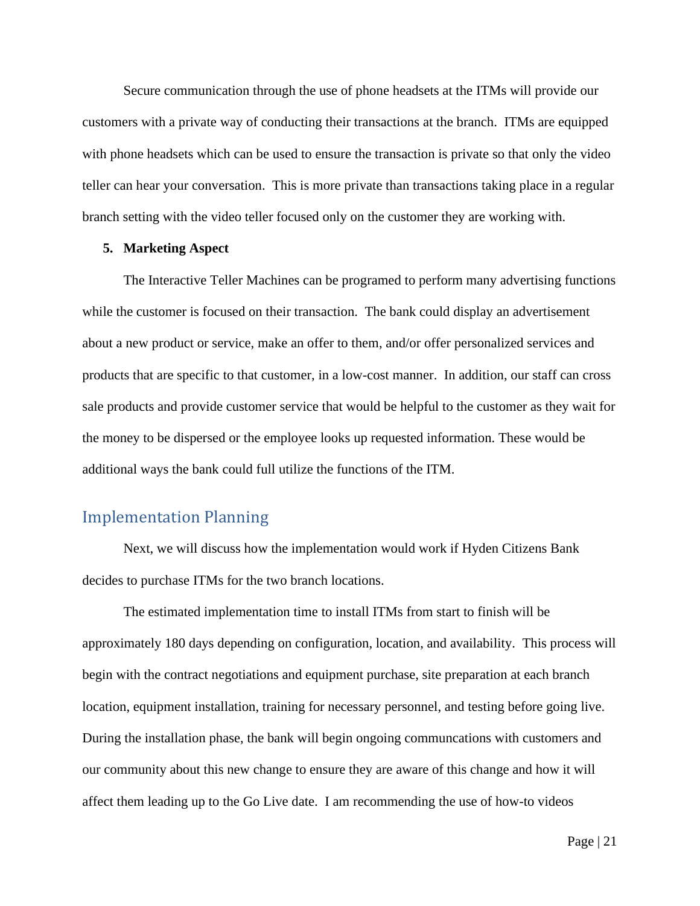Secure communication through the use of phone headsets at the ITMs will provide our customers with a private way of conducting their transactions at the branch. ITMs are equipped with phone headsets which can be used to ensure the transaction is private so that only the video teller can hear your conversation. This is more private than transactions taking place in a regular branch setting with the video teller focused only on the customer they are working with.

5. **Marketing Aspect**

The Interactive Teller Machines can be programed to perform many advertising functions while the customer is focused on their transaction. The bank could display an advertisement about a new product or service, make an offer to them, and/or offer personalized services and products that are specific to that customer, in a low-cost manner. In addition, our staff can cross sale products and provide customer service that would be helpful to the customer as they wait for the money to be dispersed or the employee looks up requested information. These would be additional ways the bank could full utilize the functions of the ITM.

## Implementation Planning

Next, we will discuss how the implementation would work if Hyden Citizens Bank decides to purchase ITMs for the two branch locations.

The estimated implementation time to install ITMs from start to finish will be approximately 180 days depending on configuration, location, and availability. This process will begin with the contract negotiations and equipment purchase, site preparation at each branch location, equipment installation, training for necessary personnel, and testing before going live. During the installation phase, the bank will begin ongoing communcations with customers and our community about this new change to ensure they are aware of this change and how it will affect them leading up to the Go Live date. I am recommending the use of how-to videos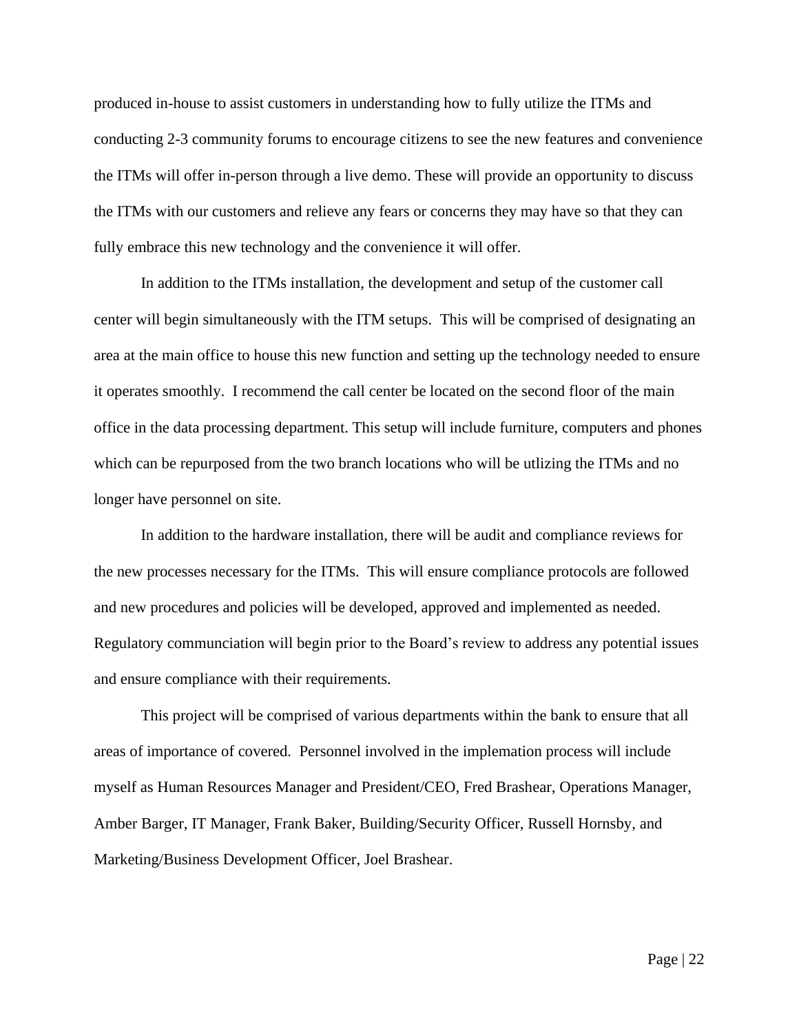produced in-house to assist customers in understanding how to fully utilize the ITMs and conducting 2-3 community forums to encourage citizens to see the new features and convenience the ITMs will offer in-person through a live demo. These will provide an opportunity to discuss the ITMs with our customers and relieve any fears or concerns they may have so that they can fully embrace this new technology and the convenience it will offer.

In addition to the ITMs installation, the development and setup of the customer call center will begin simultaneously with the ITM setups. This will be comprised of designating an area at the main office to house this new function and setting up the technology needed to ensure it operates smoothly. I recommend the call center be located on the second floor of the main office in the data processing department. This setup will include furniture, computers and phones which can be repurposed from the two branch locations who will be utlizing the ITMs and no longer have personnel on site.

In addition to the hardware installation, there will be audit and compliance reviews for the new processes necessary for the ITMs. This will ensure compliance protocols are followed and new procedures and policies will be developed, approved and implemented as needed. Regulatory communciation will begin prior to the Board's review to address any potential issues and ensure compliance with their requirements.

This project will be comprised of various departments within the bank to ensure that all areas of importance of covered. Personnel involved in the implemation process will include myself as Human Resources Manager and President/CEO, Fred Brashear, Operations Manager, Amber Barger, IT Manager, Frank Baker, Building/Security Officer, Russell Hornsby, and Marketing/Business Development Officer, Joel Brashear.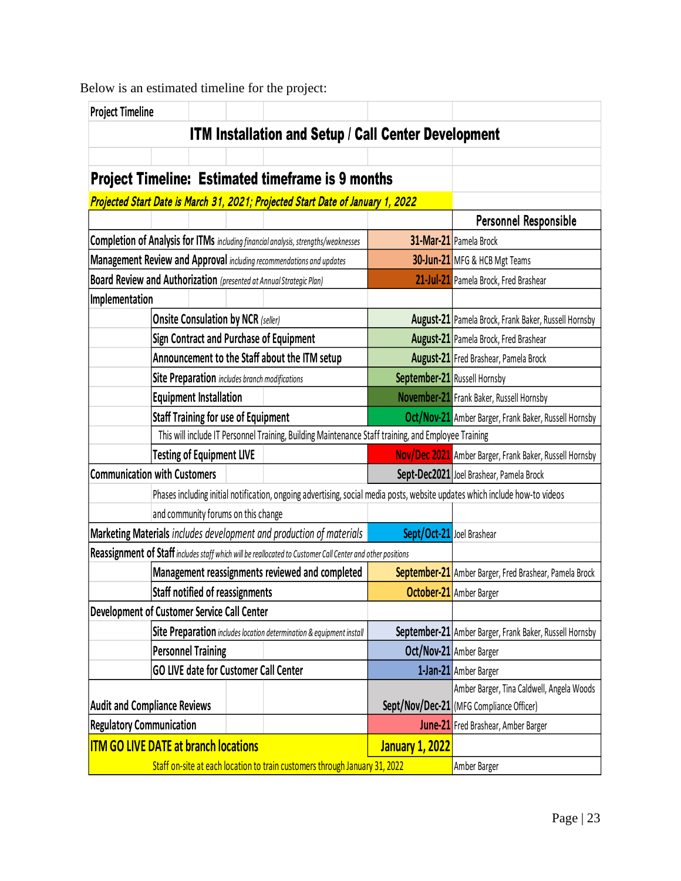Below is an estimated timeline for the project:

| Project Timeline | | |
|---|---|---|
| **ITM Installation and Setup / Call Center Development** | | |
| **Project Timeline: Estimated timeframe is 9 months** | | |
| ***Projected Start Date is March 31, 2021; Projected Start Date of January 1, 2022*** | | |
| | | **Personnel Responsible** |
| **Completion of Analysis for ITMs** *including financial analysis, strengths/weaknesses* | **31-Mar-21** | Pamela Brock |
| **Management Review and Approval** *including recommendations and updates* | **30-Jun-21** | MFG & HCB Mgt Teams |
| **Board Review and Authorization** *(presented at Annual Strategic Plan)* | **21-Jul-21** | Pamela Brock, Fred Brashear |
| **Implementation** | | |
| Onsite Consulation by NCR *(seller)* | **August-21** | Pamela Brock, Frank Baker, Russell Hornsby |
| Sign Contract and Purchase of Equipment | **August-21** | Pamela Brock, Fred Brashear |
| Announcement to the Staff about the ITM setup | **August-21** | Fred Brashear, Pamela Brock |
| Site Preparation *includes branch modifications* | **September-21** | Russell Hornsby |
| Equipment Installation | **November-21** | Frank Baker, Russell Hornsby |
| Staff Training for use of Equipment | **Oct/Nov-21** | Amber Barger, Frank Baker, Russell Hornsby |
| This will include IT Personnel Training, Building Maintenance Staff training, and Employee Training | | |
| Testing of Equipment LIVE | **Nov/Dec 2021** | Amber Barger, Frank Baker, Russell Hornsby |
| **Communication with Customers** | **Sept-Dec2021** | Joel Brashear, Pamela Brock |
| Phases including initial notification, ongoing advertising, social media posts, website updates which include how-to videos and community forums on this change | | |
| **Marketing Materials** *includes development and production of materials* | **Sept/Oct-21** | Joel Brashear |
| **Reassignment of Staff** *includes staff which will be reallocated to Customer Call Center and other positions* | | |
| Management reassignments reviewed and completed | **September-21** | Amber Barger, Fred Brashear, Pamela Brock |
| Staff notified of reassignments | **October-21** | Amber Barger |
| **Development of Customer Service Call Center** | | |
| Site Preparation *includes location determination & equipment install* | **September-21** | Amber Barger, Frank Baker, Russell Hornsby |
| Personnel Training | **Oct/Nov-21** | Amber Barger |
| GO LIVE date for Customer Call Center | **1-Jan-21** | Amber Barger |
| **Audit and Compliance Reviews** | **Sept/Nov/Dec-21** | Amber Barger, Tina Caldwell, Angela Woods (MFG Compliance Officer) |
| **Regulatory Communication** | **June-21** | Fred Brashear, Amber Barger |
| **ITM GO LIVE DATE at branch locations** | **January 1, 2022** | |
| Staff on-site at each location to train customers through January 31, 2022 | | Amber Barger |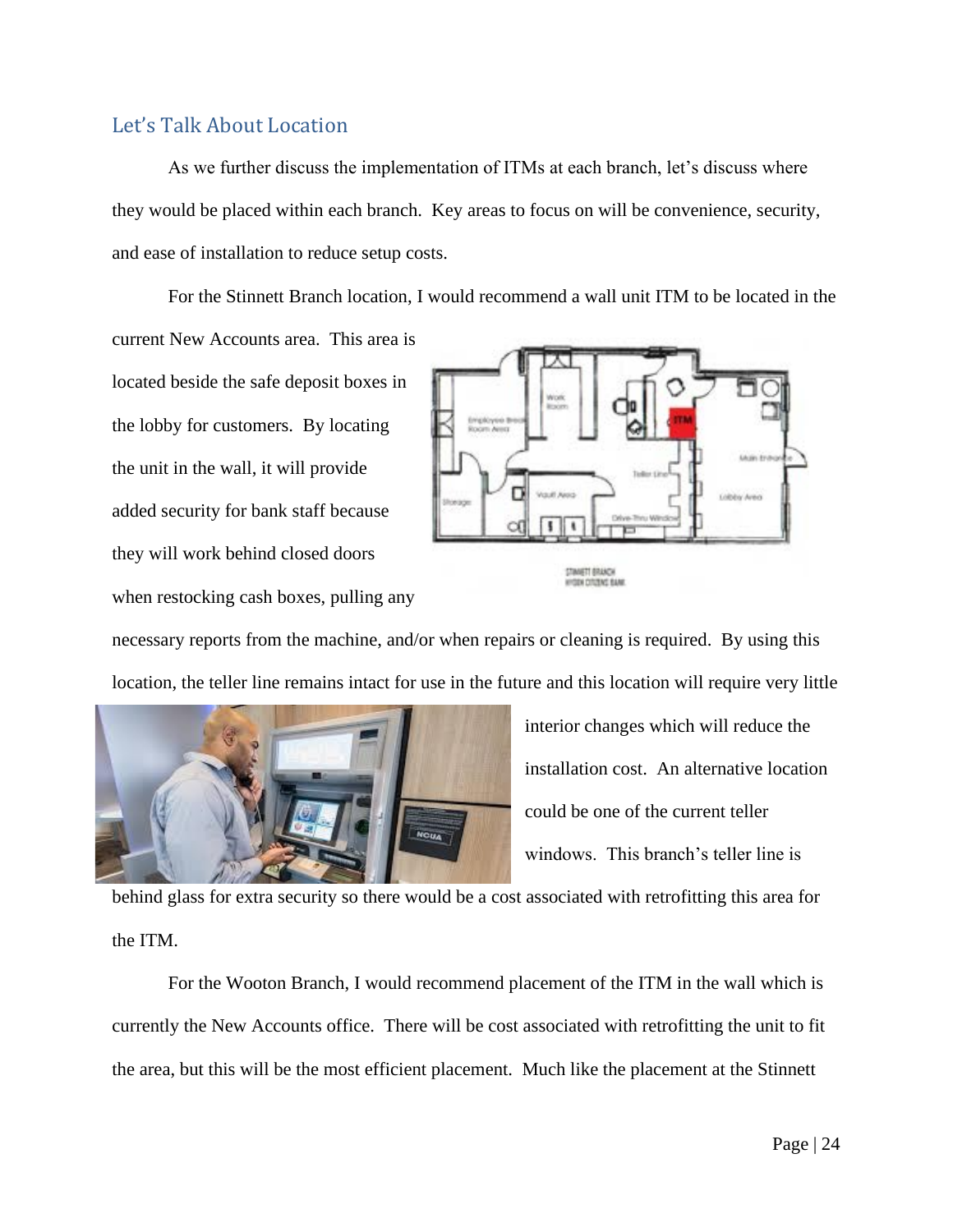## Let's Talk About Location

As we further discuss the implementation of ITMs at each branch, let's discuss where they would be placed within each branch. Key areas to focus on will be convenience, security, and ease of installation to reduce setup costs.

For the Stinnett Branch location, I would recommend a wall unit ITM to be located in the current New Accounts area. This area is located beside the safe deposit boxes in the lobby for customers. By locating the unit in the wall, it will provide added security for bank staff because they will work behind closed doors when restocking cash boxes, pulling any necessary reports from the machine, and/or when repairs or cleaning is required. By using this location, the teller line remains intact for use in the future and this location will require very little interior changes which will reduce the installation cost. An alternative location could be one of the current teller windows. This branch's teller line is behind glass for extra security so there would be a cost associated with retrofitting this area for the ITM.

For the Wooton Branch, I would recommend placement of the ITM in the wall which is currently the New Accounts office. There will be cost associated with retrofitting the unit to fit the area, but this will be the most efficient placement. Much like the placement at the Stinnett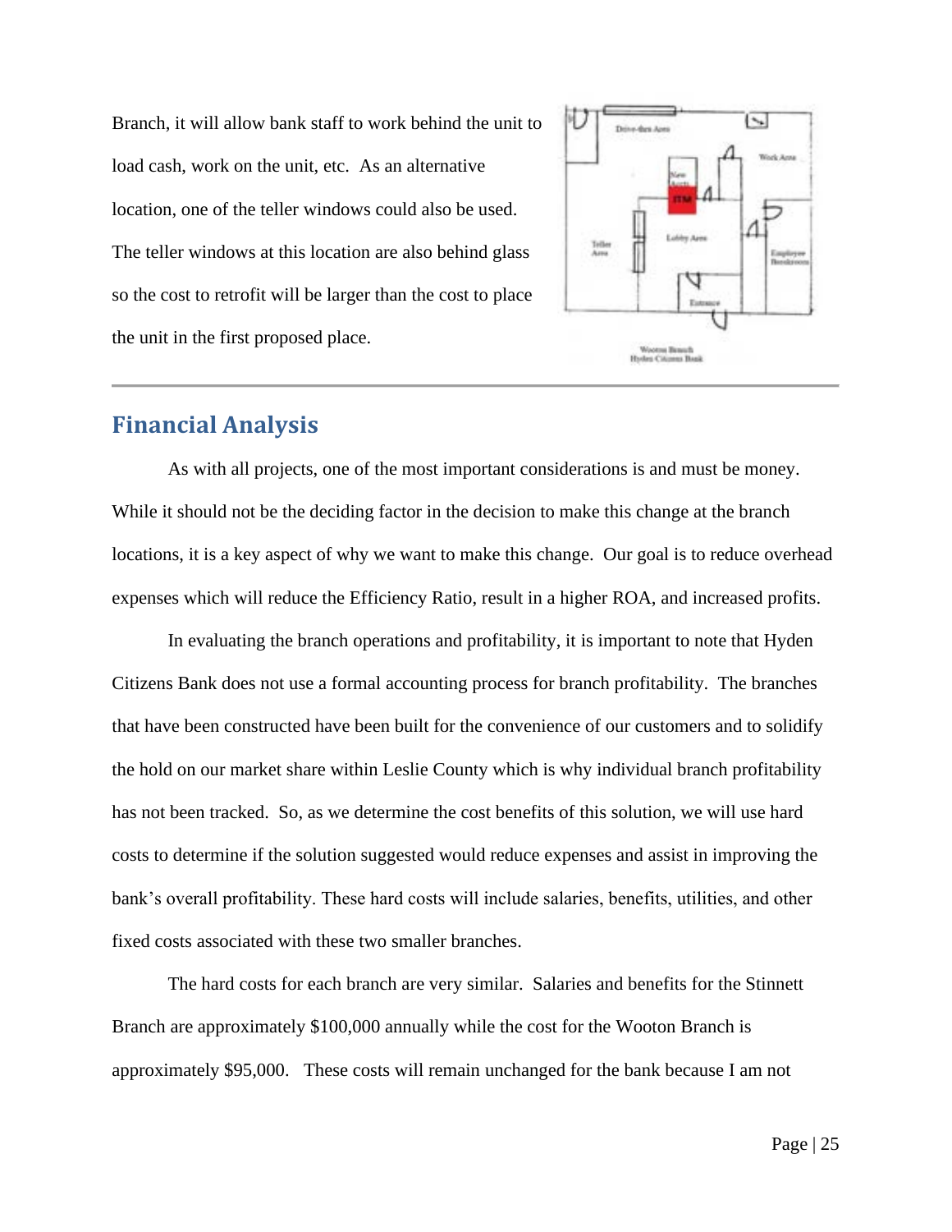Branch, it will allow bank staff to work behind the unit to load cash, work on the unit, etc. As an alternative location, one of the teller windows could also be used. The teller windows at this location are also behind glass so the cost to retrofit will be larger than the cost to place the unit in the first proposed place.

## Financial Analysis

As with all projects, one of the most important considerations is and must be money. While it should not be the deciding factor in the decision to make this change at the branch locations, it is a key aspect of why we want to make this change. Our goal is to reduce overhead expenses which will reduce the Efficiency Ratio, result in a higher ROA, and increased profits.

In evaluating the branch operations and profitability, it is important to note that Hyden Citizens Bank does not use a formal accounting process for branch profitability. The branches that have been constructed have been built for the convenience of our customers and to solidify the hold on our market share within Leslie County which is why individual branch profitability has not been tracked. So, as we determine the cost benefits of this solution, we will use hard costs to determine if the solution suggested would reduce expenses and assist in improving the bank's overall profitability. These hard costs will include salaries, benefits, utilities, and other fixed costs associated with these two smaller branches.

The hard costs for each branch are very similar. Salaries and benefits for the Stinnett Branch are approximately $100,000 annually while the cost for the Wooton Branch is approximately $95,000. These costs will remain unchanged for the bank because I am not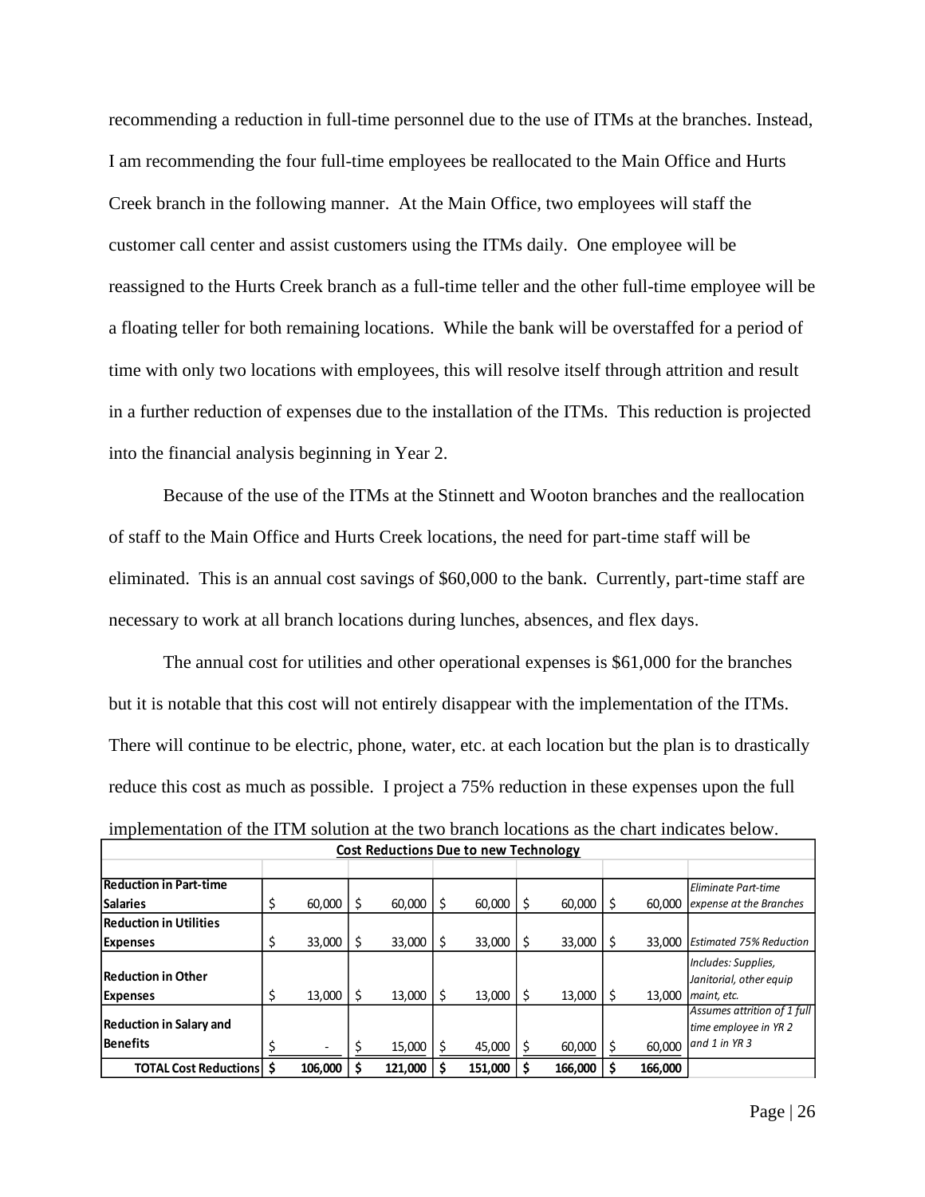recommending a reduction in full-time personnel due to the use of ITMs at the branches. Instead, I am recommending the four full-time employees be reallocated to the Main Office and Hurts Creek branch in the following manner. At the Main Office, two employees will staff the customer call center and assist customers using the ITMs daily. One employee will be reassigned to the Hurts Creek branch as a full-time teller and the other full-time employee will be a floating teller for both remaining locations. While the bank will be overstaffed for a period of time with only two locations with employees, this will resolve itself through attrition and result in a further reduction of expenses due to the installation of the ITMs. This reduction is projected into the financial analysis beginning in Year 2.

Because of the use of the ITMs at the Stinnett and Wooton branches and the reallocation of staff to the Main Office and Hurts Creek locations, the need for part-time staff will be eliminated. This is an annual cost savings of $60,000 to the bank. Currently, part-time staff are necessary to work at all branch locations during lunches, absences, and flex days.

The annual cost for utilities and other operational expenses is $61,000 for the branches but it is notable that this cost will not entirely disappear with the implementation of the ITMs. There will continue to be electric, phone, water, etc. at each location but the plan is to drastically reduce this cost as much as possible. I project a 75% reduction in these expenses upon the full implementation of the ITM solution at the two branch locations as the chart indicates below.

| **Cost Reductions Due to new Technology** | | | | | | |
|---|---|---|---|---|---|---|
| **Reduction in Part-time Salaries** | $ 60,000 | $ 60,000 | $ 60,000 | $ 60,000 | $ 60,000 | *Eliminate Part-time expense at the Branches* |
| **Reduction in Utilities Expenses** | $ 33,000 | $ 33,000 | $ 33,000 | $ 33,000 | $ 33,000 | *Estimated 75% Reduction* |
| **Reduction in Other Expenses** | $ 13,000 | $ 13,000 | $ 13,000 | $ 13,000 | $ 13,000 | *Includes: Supplies, Janitorial, other equip maint, etc.* |
| **Reduction in Salary and Benefits** | $ - | $ 15,000 | $ 45,000 | $ 60,000 | $ 60,000 | *Assumes attrition of 1 full time employee in YR 2 and 1 in YR 3* |
| **TOTAL Cost Reductions** | **$ 106,000** | **$ 121,000** | **$ 151,000** | **$ 166,000** | **$ 166,000** | |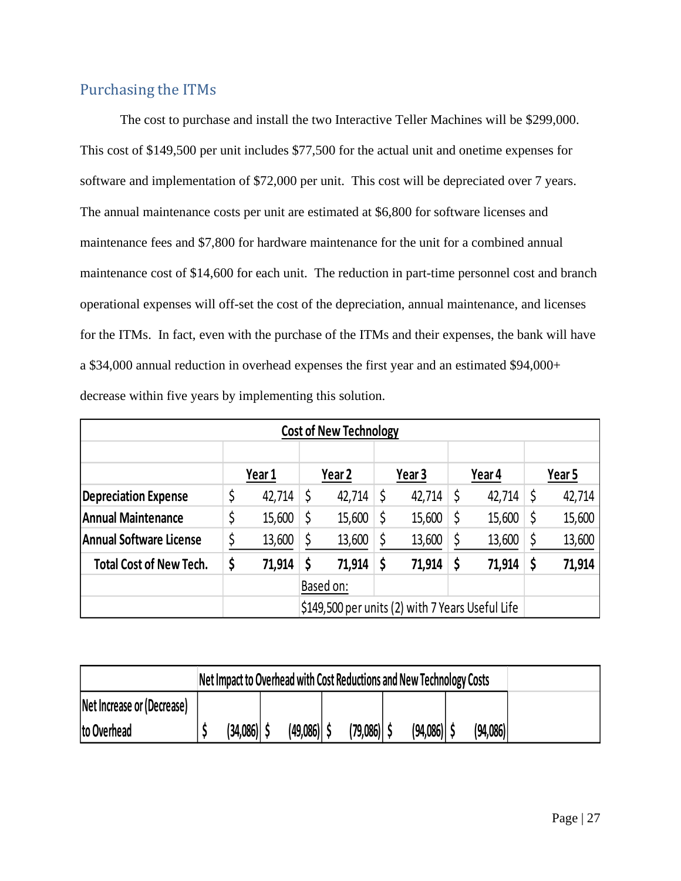## Purchasing the ITMs

The cost to purchase and install the two Interactive Teller Machines will be $299,000. This cost of $149,500 per unit includes $77,500 for the actual unit and onetime expenses for software and implementation of $72,000 per unit. This cost will be depreciated over 7 years. The annual maintenance costs per unit are estimated at $6,800 for software licenses and maintenance fees and $7,800 for hardware maintenance for the unit for a combined annual maintenance cost of $14,600 for each unit. The reduction in part-time personnel cost and branch operational expenses will off-set the cost of the depreciation, annual maintenance, and licenses for the ITMs. In fact, even with the purchase of the ITMs and their expenses, the bank will have a $34,000 annual reduction in overhead expenses the first year and an estimated $94,000+ decrease within five years by implementing this solution.

| Cost of New Technology | | | | | |
|---|---|---|---|---|---|
| | **Year 1** | **Year 2** | **Year 3** | **Year 4** | **Year 5** |
| **Depreciation Expense** | $ 42,714 | $ 42,714 | $ 42,714 | $ 42,714 | $ 42,714 |
| **Annual Maintenance** | $ 15,600 | $ 15,600 | $ 15,600 | $ 15,600 | $ 15,600 |
| **Annual Software License** | $ 13,600 | $ 13,600 | $ 13,600 | $ 13,600 | $ 13,600 |
| **Total Cost of New Tech.** | **$ 71,914** | **$ 71,914** | **$ 71,914** | **$ 71,914** | **$ 71,914** |
| | | Based on: | | | |
| | | $149,500 per units (2) with 7 Years Useful Life | | | |

| | Net Impact to Overhead with Cost Reductions and New Technology Costs | | | | |
|---|---|---|---|---|---|
| Net Increase or (Decrease) to Overhead | $ (34,086) | $ (49,086) | $ (79,086) | $ (94,086) | $ (94,086) |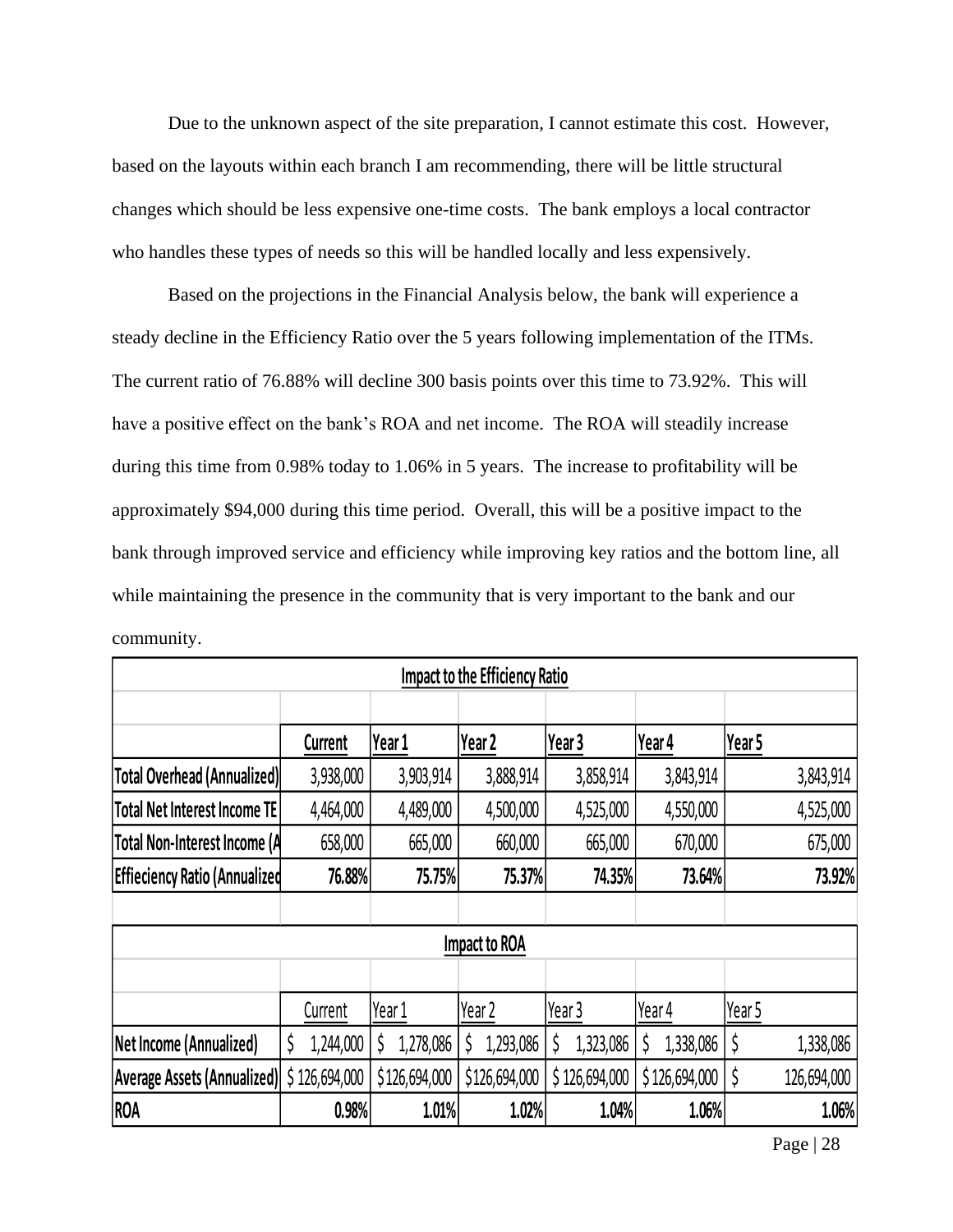Due to the unknown aspect of the site preparation, I cannot estimate this cost. However, based on the layouts within each branch I am recommending, there will be little structural changes which should be less expensive one-time costs. The bank employs a local contractor who handles these types of needs so this will be handled locally and less expensively.

Based on the projections in the Financial Analysis below, the bank will experience a steady decline in the Efficiency Ratio over the 5 years following implementation of the ITMs. The current ratio of 76.88% will decline 300 basis points over this time to 73.92%. This will have a positive effect on the bank's ROA and net income. The ROA will steadily increase during this time from 0.98% today to 1.06% in 5 years. The increase to profitability will be approximately $94,000 during this time period. Overall, this will be a positive impact to the bank through improved service and efficiency while improving key ratios and the bottom line, all while maintaining the presence in the community that is very important to the bank and our community.

| **Impact to the Efficiency Ratio** | | | | | | |
|---|---|---|---|---|---|---|
| | **Current** | **Year 1** | **Year 2** | **Year 3** | **Year 4** | **Year 5** |
| **Total Overhead (Annualized)** | 3,938,000 | 3,903,914 | 3,888,914 | 3,858,914 | 3,843,914 | 3,843,914 |
| **Total Net Interest Income TE** | 4,464,000 | 4,489,000 | 4,500,000 | 4,525,000 | 4,550,000 | 4,525,000 |
| **Total Non-Interest Income (A** | 658,000 | 665,000 | 660,000 | 665,000 | 670,000 | 675,000 |
| **Effieciency Ratio (Annualized** | **76.88%** | **75.75%** | **75.37%** | **74.35%** | **73.64%** | **73.92%** |

| **Impact to ROA** | | | | | | |
|---|---|---|---|---|---|---|
| | Current | Year 1 | Year 2 | Year 3 | Year 4 | Year 5 |
| **Net Income (Annualized)** | $ 1,244,000 | $ 1,278,086 | $ 1,293,086 | $ 1,323,086 | $ 1,338,086 | $ 1,338,086 |
| **Average Assets (Annualized)** | $ 126,694,000 | $126,694,000 | $126,694,000 | $ 126,694,000 | $ 126,694,000 | $ 126,694,000 |
| **ROA** | **0.98%** | **1.01%** | **1.02%** | **1.04%** | **1.06%** | **1.06%** |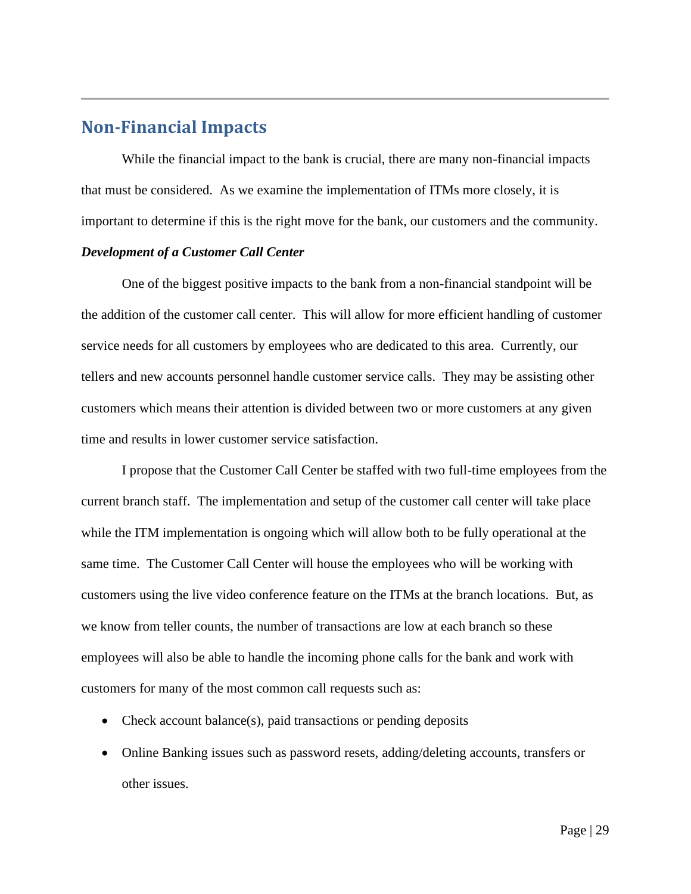## Non-Financial Impacts

While the financial impact to the bank is crucial, there are many non-financial impacts that must be considered. As we examine the implementation of ITMs more closely, it is important to determine if this is the right move for the bank, our customers and the community.

***Development of a Customer Call Center***

One of the biggest positive impacts to the bank from a non-financial standpoint will be the addition of the customer call center. This will allow for more efficient handling of customer service needs for all customers by employees who are dedicated to this area. Currently, our tellers and new accounts personnel handle customer service calls. They may be assisting other customers which means their attention is divided between two or more customers at any given time and results in lower customer service satisfaction.

I propose that the Customer Call Center be staffed with two full-time employees from the current branch staff. The implementation and setup of the customer call center will take place while the ITM implementation is ongoing which will allow both to be fully operational at the same time. The Customer Call Center will house the employees who will be working with customers using the live video conference feature on the ITMs at the branch locations. But, as we know from teller counts, the number of transactions are low at each branch so these employees will also be able to handle the incoming phone calls for the bank and work with customers for many of the most common call requests such as:

- Check account balance(s), paid transactions or pending deposits
- Online Banking issues such as password resets, adding/deleting accounts, transfers or other issues.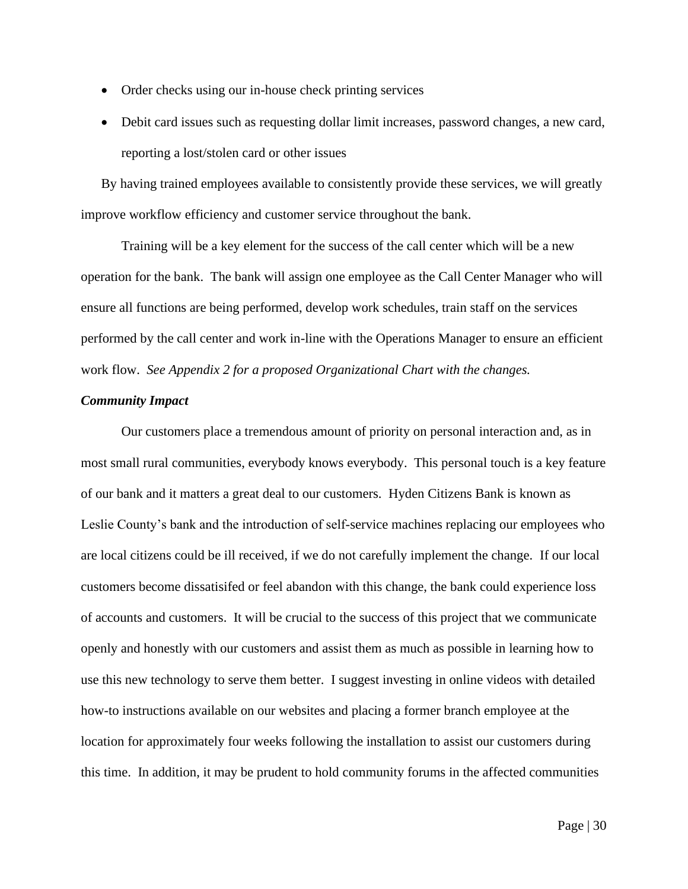- Order checks using our in-house check printing services
- Debit card issues such as requesting dollar limit increases, password changes, a new card, reporting a lost/stolen card or other issues

By having trained employees available to consistently provide these services, we will greatly improve workflow efficiency and customer service throughout the bank.

Training will be a key element for the success of the call center which will be a new operation for the bank. The bank will assign one employee as the Call Center Manager who will ensure all functions are being performed, develop work schedules, train staff on the services performed by the call center and work in-line with the Operations Manager to ensure an efficient work flow. *See Appendix 2 for a proposed Organizational Chart with the changes.*

***Community Impact***

Our customers place a tremendous amount of priority on personal interaction and, as in most small rural communities, everybody knows everybody. This personal touch is a key feature of our bank and it matters a great deal to our customers. Hyden Citizens Bank is known as Leslie County's bank and the introduction of self-service machines replacing our employees who are local citizens could be ill received, if we do not carefully implement the change. If our local customers become dissatisifed or feel abandon with this change, the bank could experience loss of accounts and customers. It will be crucial to the success of this project that we communicate openly and honestly with our customers and assist them as much as possible in learning how to use this new technology to serve them better. I suggest investing in online videos with detailed how-to instructions available on our websites and placing a former branch employee at the location for approximately four weeks following the installation to assist our customers during this time. In addition, it may be prudent to hold community forums in the affected communities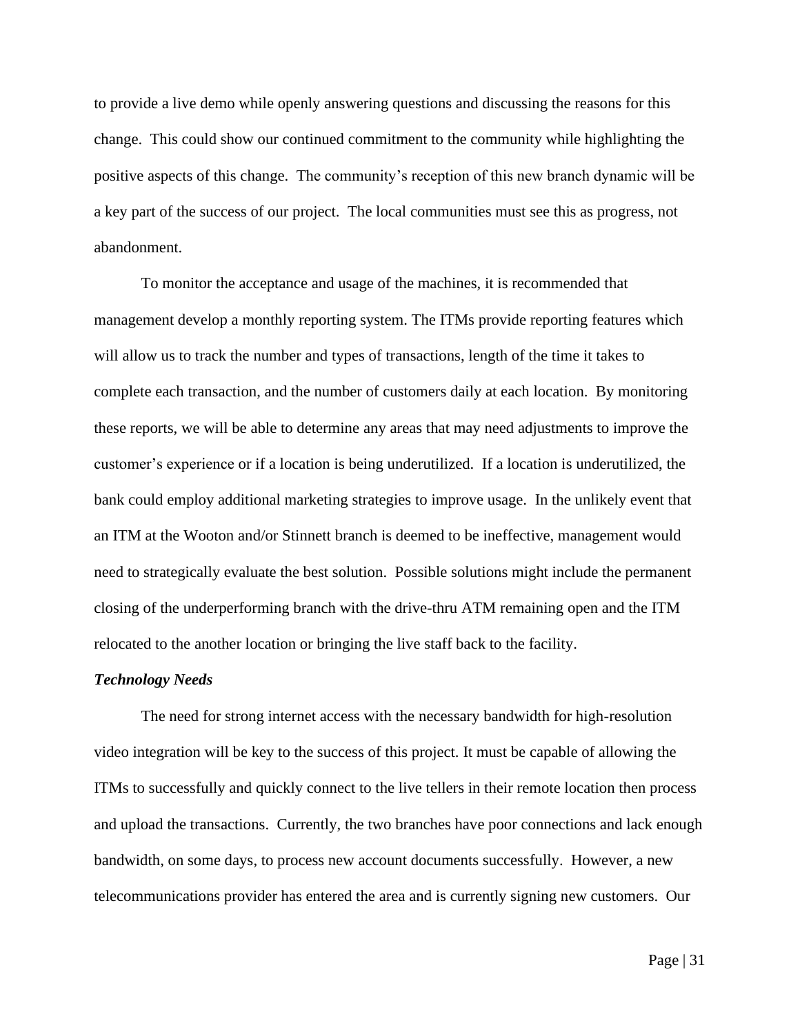to provide a live demo while openly answering questions and discussing the reasons for this change. This could show our continued commitment to the community while highlighting the positive aspects of this change. The community's reception of this new branch dynamic will be a key part of the success of our project. The local communities must see this as progress, not abandonment.

To monitor the acceptance and usage of the machines, it is recommended that management develop a monthly reporting system. The ITMs provide reporting features which will allow us to track the number and types of transactions, length of the time it takes to complete each transaction, and the number of customers daily at each location. By monitoring these reports, we will be able to determine any areas that may need adjustments to improve the customer's experience or if a location is being underutilized. If a location is underutilized, the bank could employ additional marketing strategies to improve usage. In the unlikely event that an ITM at the Wooton and/or Stinnett branch is deemed to be ineffective, management would need to strategically evaluate the best solution. Possible solutions might include the permanent closing of the underperforming branch with the drive-thru ATM remaining open and the ITM relocated to the another location or bringing the live staff back to the facility.

***Technology Needs***

The need for strong internet access with the necessary bandwidth for high-resolution video integration will be key to the success of this project. It must be capable of allowing the ITMs to successfully and quickly connect to the live tellers in their remote location then process and upload the transactions. Currently, the two branches have poor connections and lack enough bandwidth, on some days, to process new account documents successfully. However, a new telecommunications provider has entered the area and is currently signing new customers. Our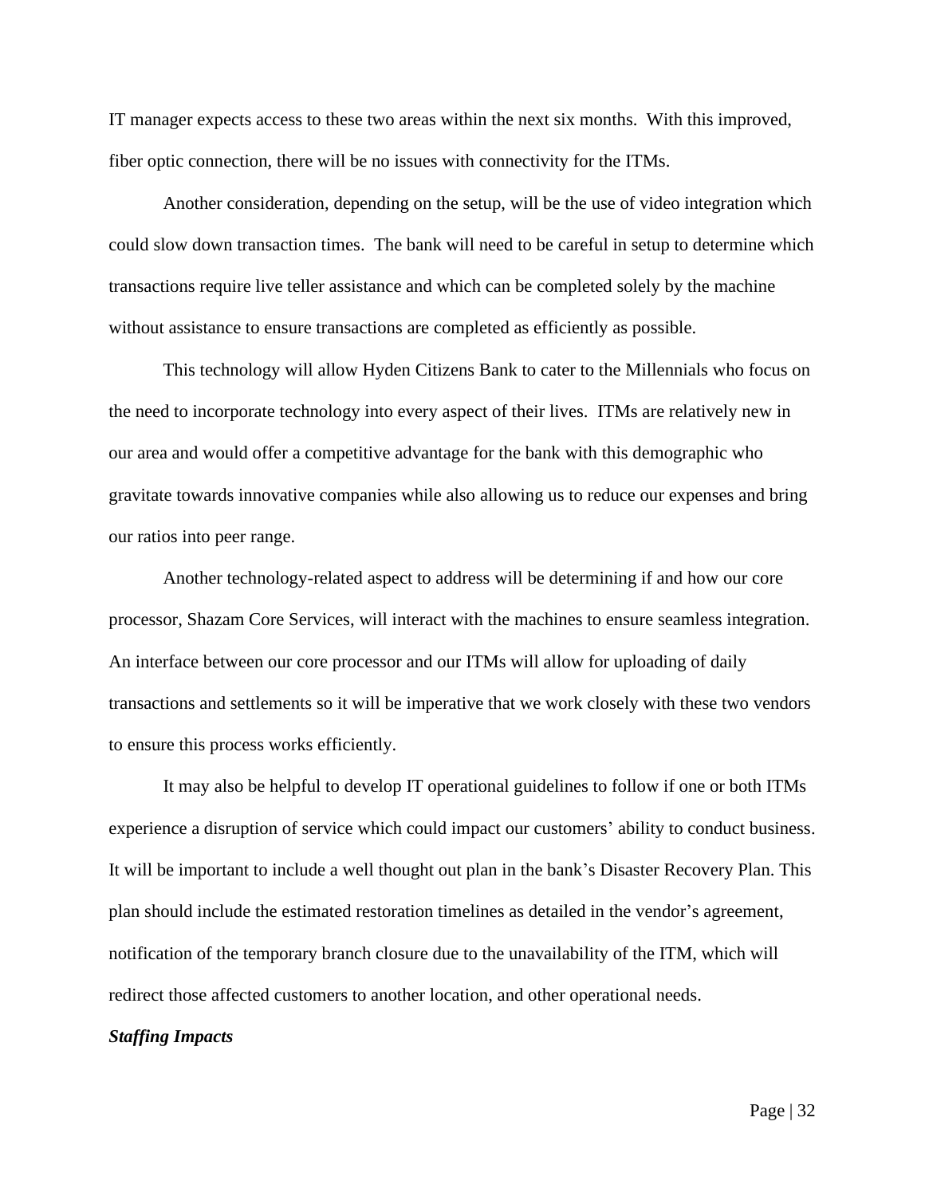IT manager expects access to these two areas within the next six months. With this improved, fiber optic connection, there will be no issues with connectivity for the ITMs.

Another consideration, depending on the setup, will be the use of video integration which could slow down transaction times. The bank will need to be careful in setup to determine which transactions require live teller assistance and which can be completed solely by the machine without assistance to ensure transactions are completed as efficiently as possible.

This technology will allow Hyden Citizens Bank to cater to the Millennials who focus on the need to incorporate technology into every aspect of their lives. ITMs are relatively new in our area and would offer a competitive advantage for the bank with this demographic who gravitate towards innovative companies while also allowing us to reduce our expenses and bring our ratios into peer range.

Another technology-related aspect to address will be determining if and how our core processor, Shazam Core Services, will interact with the machines to ensure seamless integration. An interface between our core processor and our ITMs will allow for uploading of daily transactions and settlements so it will be imperative that we work closely with these two vendors to ensure this process works efficiently.

It may also be helpful to develop IT operational guidelines to follow if one or both ITMs experience a disruption of service which could impact our customers' ability to conduct business. It will be important to include a well thought out plan in the bank's Disaster Recovery Plan. This plan should include the estimated restoration timelines as detailed in the vendor's agreement, notification of the temporary branch closure due to the unavailability of the ITM, which will redirect those affected customers to another location, and other operational needs.

***Staffing Impacts***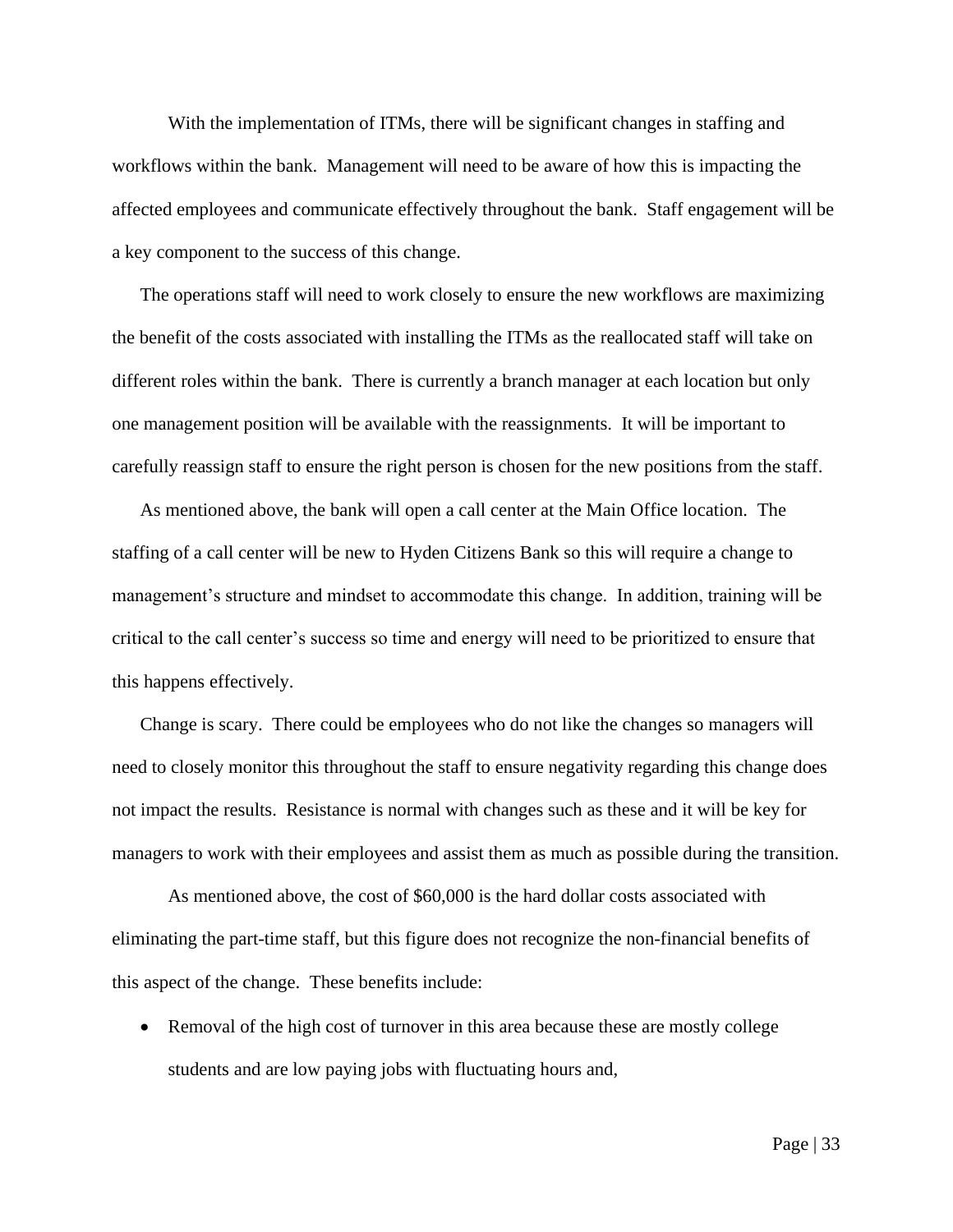With the implementation of ITMs, there will be significant changes in staffing and workflows within the bank. Management will need to be aware of how this is impacting the affected employees and communicate effectively throughout the bank. Staff engagement will be a key component to the success of this change.

The operations staff will need to work closely to ensure the new workflows are maximizing the benefit of the costs associated with installing the ITMs as the reallocated staff will take on different roles within the bank. There is currently a branch manager at each location but only one management position will be available with the reassignments. It will be important to carefully reassign staff to ensure the right person is chosen for the new positions from the staff.

As mentioned above, the bank will open a call center at the Main Office location. The staffing of a call center will be new to Hyden Citizens Bank so this will require a change to management's structure and mindset to accommodate this change. In addition, training will be critical to the call center's success so time and energy will need to be prioritized to ensure that this happens effectively.

Change is scary. There could be employees who do not like the changes so managers will need to closely monitor this throughout the staff to ensure negativity regarding this change does not impact the results. Resistance is normal with changes such as these and it will be key for managers to work with their employees and assist them as much as possible during the transition.

As mentioned above, the cost of $60,000 is the hard dollar costs associated with eliminating the part-time staff, but this figure does not recognize the non-financial benefits of this aspect of the change. These benefits include:

- Removal of the high cost of turnover in this area because these are mostly college students and are low paying jobs with fluctuating hours and,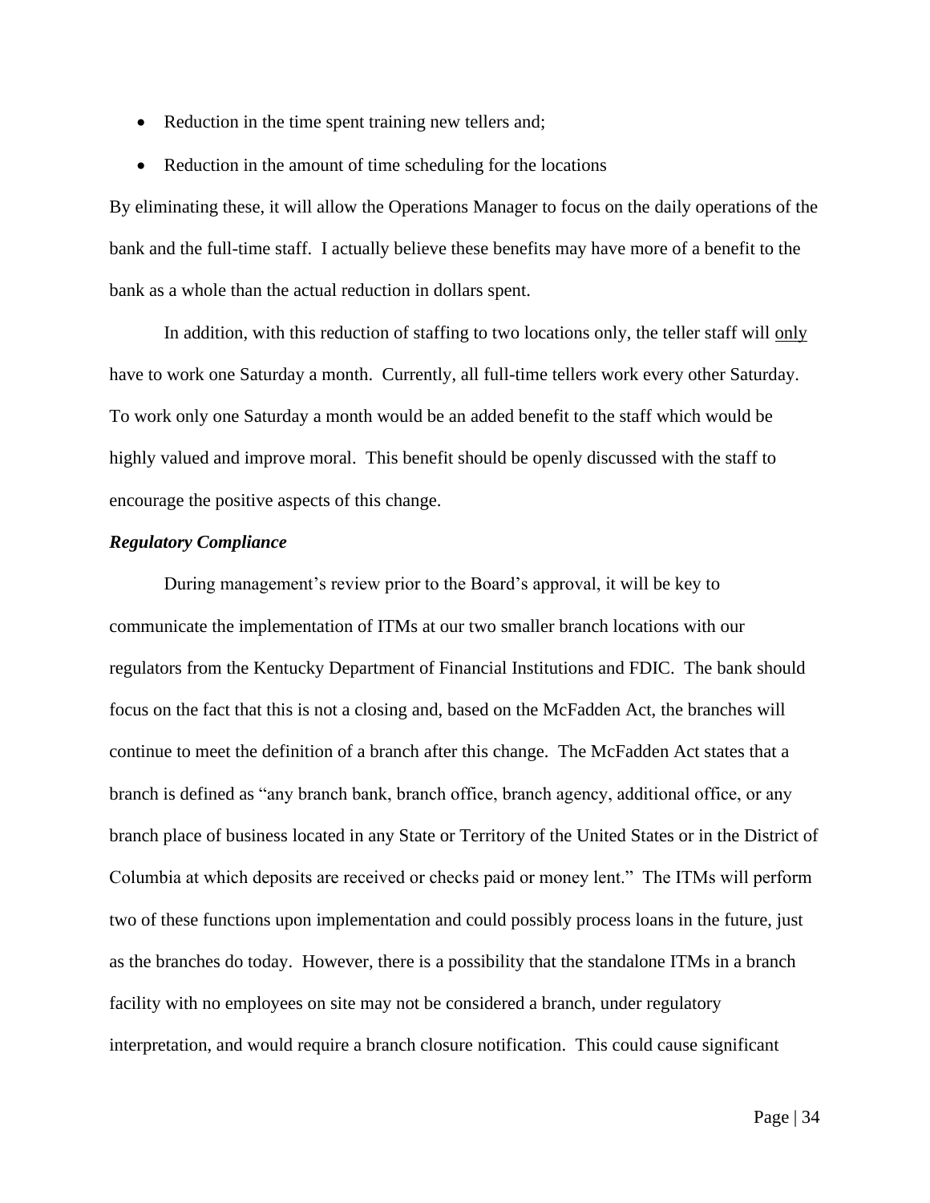- Reduction in the time spent training new tellers and;
- Reduction in the amount of time scheduling for the locations

By eliminating these, it will allow the Operations Manager to focus on the daily operations of the bank and the full-time staff. I actually believe these benefits may have more of a benefit to the bank as a whole than the actual reduction in dollars spent.

In addition, with this reduction of staffing to two locations only, the teller staff will <u>only</u> have to work one Saturday a month. Currently, all full-time tellers work every other Saturday. To work only one Saturday a month would be an added benefit to the staff which would be highly valued and improve moral. This benefit should be openly discussed with the staff to encourage the positive aspects of this change.

***Regulatory Compliance***

During management's review prior to the Board's approval, it will be key to communicate the implementation of ITMs at our two smaller branch locations with our regulators from the Kentucky Department of Financial Institutions and FDIC. The bank should focus on the fact that this is not a closing and, based on the McFadden Act, the branches will continue to meet the definition of a branch after this change. The McFadden Act states that a branch is defined as "any branch bank, branch office, branch agency, additional office, or any branch place of business located in any State or Territory of the United States or in the District of Columbia at which deposits are received or checks paid or money lent." The ITMs will perform two of these functions upon implementation and could possibly process loans in the future, just as the branches do today. However, there is a possibility that the standalone ITMs in a branch facility with no employees on site may not be considered a branch, under regulatory interpretation, and would require a branch closure notification. This could cause significant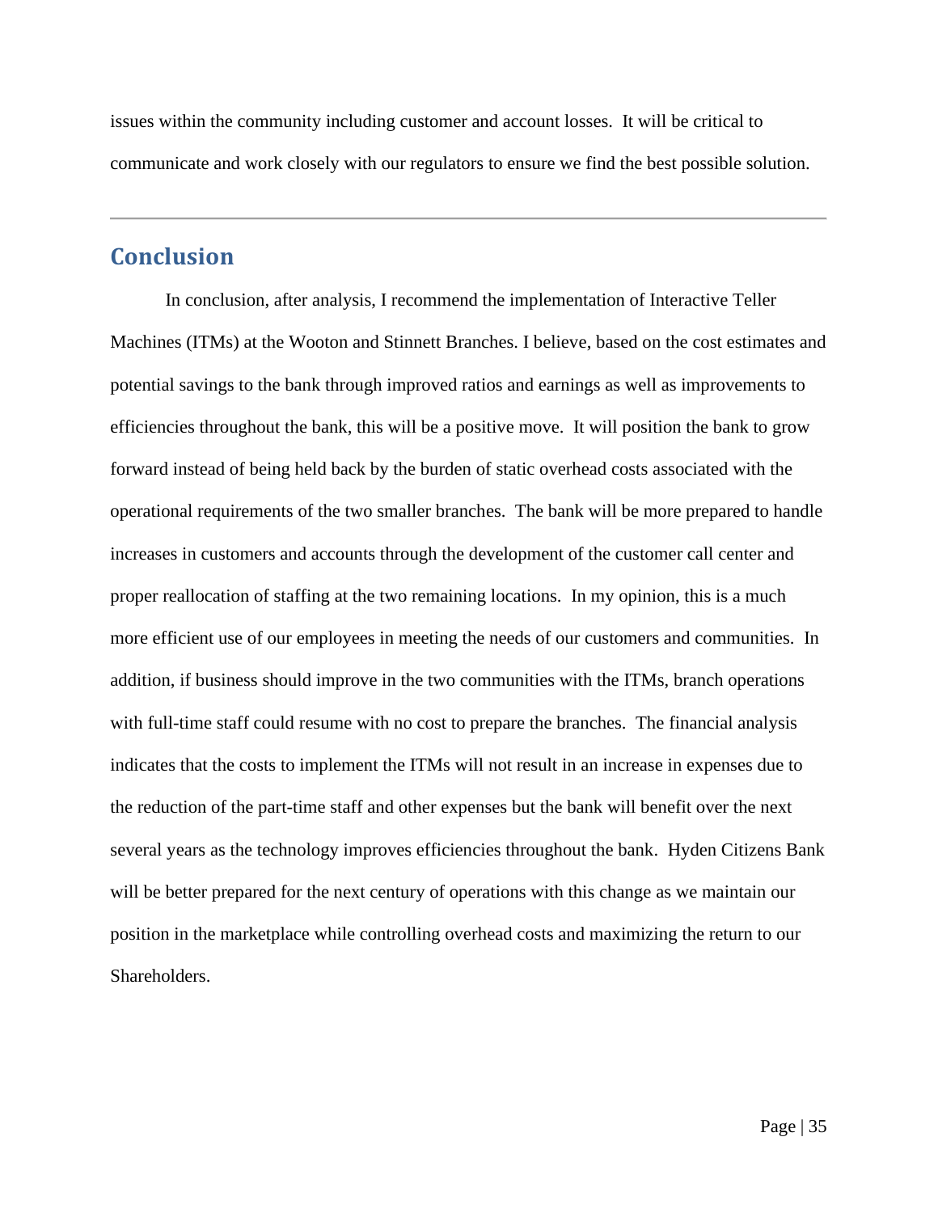issues within the community including customer and account losses. It will be critical to communicate and work closely with our regulators to ensure we find the best possible solution.

---

## Conclusion

In conclusion, after analysis, I recommend the implementation of Interactive Teller Machines (ITMs) at the Wooton and Stinnett Branches. I believe, based on the cost estimates and potential savings to the bank through improved ratios and earnings as well as improvements to efficiencies throughout the bank, this will be a positive move. It will position the bank to grow forward instead of being held back by the burden of static overhead costs associated with the operational requirements of the two smaller branches. The bank will be more prepared to handle increases in customers and accounts through the development of the customer call center and proper reallocation of staffing at the two remaining locations. In my opinion, this is a much more efficient use of our employees in meeting the needs of our customers and communities. In addition, if business should improve in the two communities with the ITMs, branch operations with full-time staff could resume with no cost to prepare the branches. The financial analysis indicates that the costs to implement the ITMs will not result in an increase in expenses due to the reduction of the part-time staff and other expenses but the bank will benefit over the next several years as the technology improves efficiencies throughout the bank. Hyden Citizens Bank will be better prepared for the next century of operations with this change as we maintain our position in the marketplace while controlling overhead costs and maximizing the return to our Shareholders.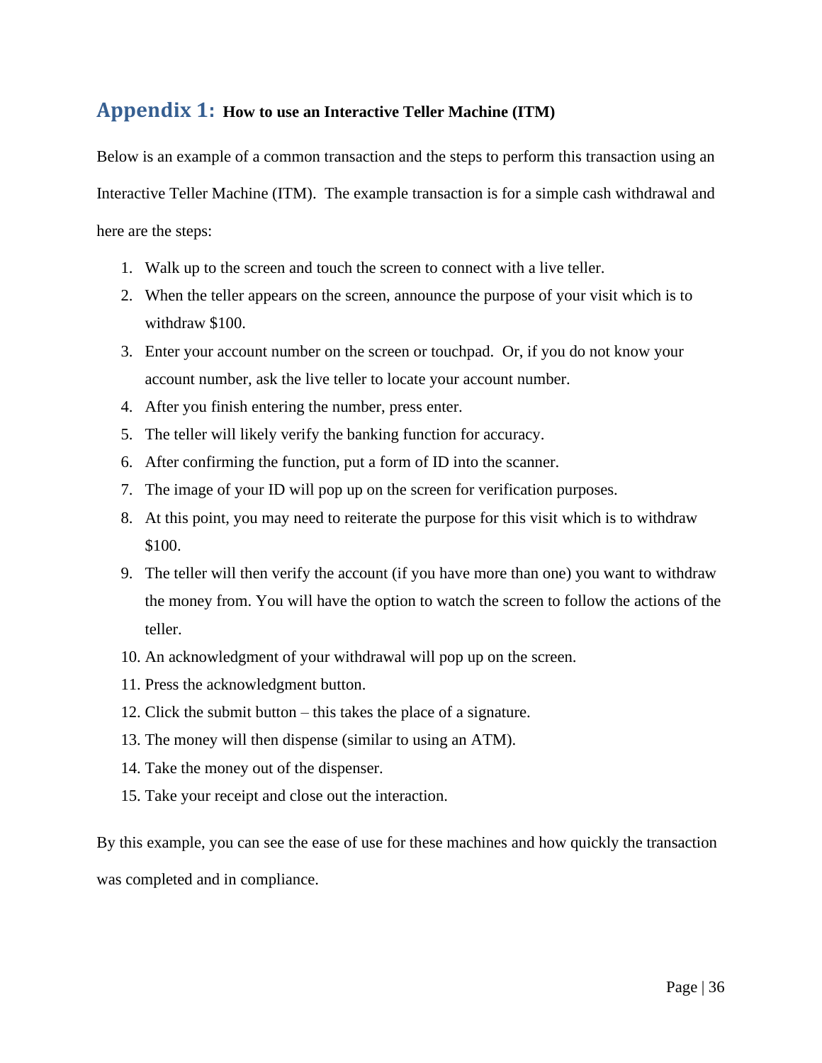# Appendix 1: How to use an Interactive Teller Machine (ITM)

Below is an example of a common transaction and the steps to perform this transaction using an Interactive Teller Machine (ITM). The example transaction is for a simple cash withdrawal and here are the steps:

1. Walk up to the screen and touch the screen to connect with a live teller.
2. When the teller appears on the screen, announce the purpose of your visit which is to withdraw $100.
3. Enter your account number on the screen or touchpad. Or, if you do not know your account number, ask the live teller to locate your account number.
4. After you finish entering the number, press enter.
5. The teller will likely verify the banking function for accuracy.
6. After confirming the function, put a form of ID into the scanner.
7. The image of your ID will pop up on the screen for verification purposes.
8. At this point, you may need to reiterate the purpose for this visit which is to withdraw $100.
9. The teller will then verify the account (if you have more than one) you want to withdraw the money from. You will have the option to watch the screen to follow the actions of the teller.
10. An acknowledgment of your withdrawal will pop up on the screen.
11. Press the acknowledgment button.
12. Click the submit button – this takes the place of a signature.
13. The money will then dispense (similar to using an ATM).
14. Take the money out of the dispenser.
15. Take your receipt and close out the interaction.

By this example, you can see the ease of use for these machines and how quickly the transaction was completed and in compliance.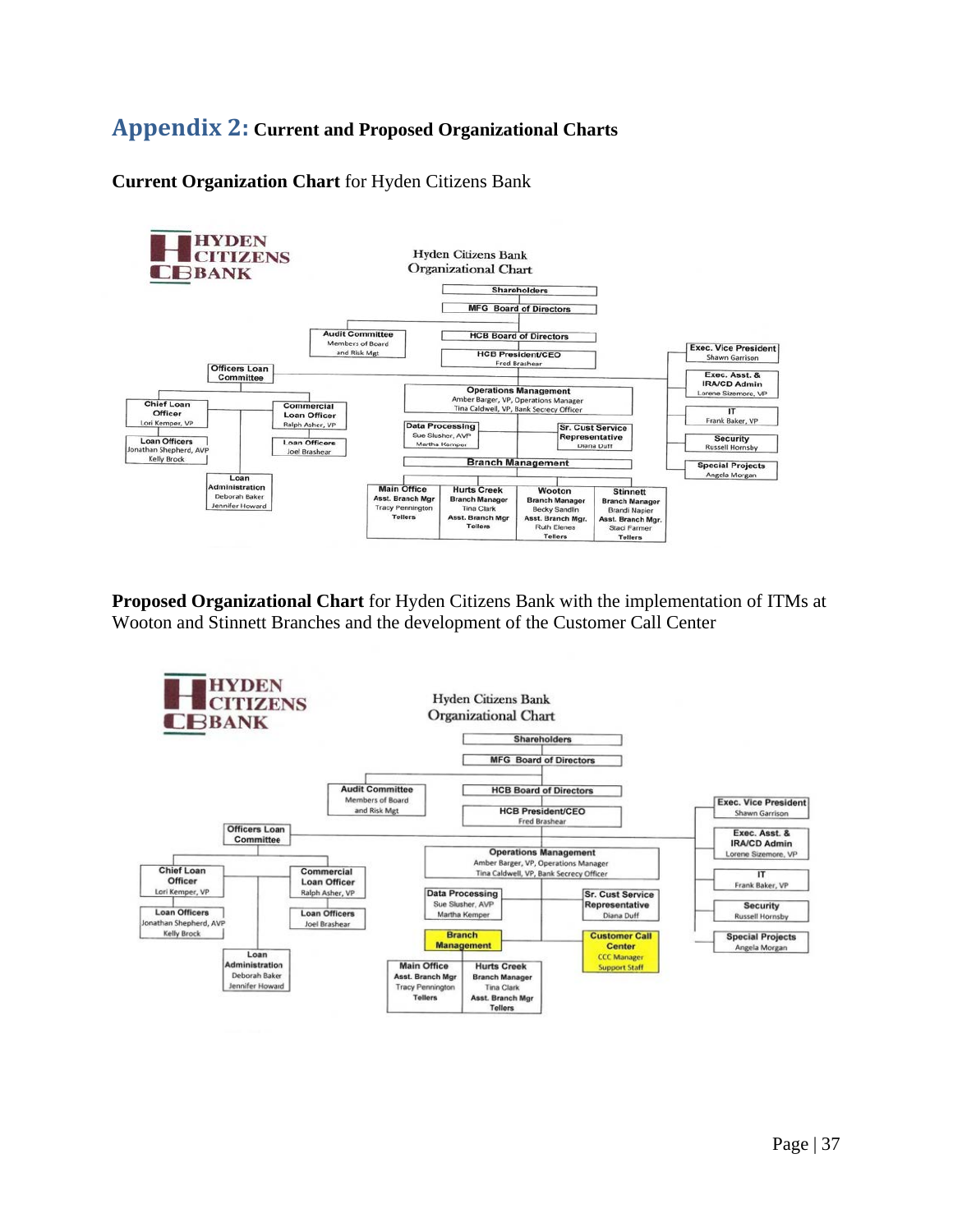# Appendix 2: Current and Proposed Organizational Charts

**Current Organization Chart** for Hyden Citizens Bank

HYDEN CITIZENS CB BANK

Hyden Citizens Bank Organizational Chart

- Shareholders
- MFG Board of Directors
- HCB Board of Directors
- Audit Committee – Members of Board and Risk Mgt
- HCB President/CEO – Fred Brashear
- Officers Loan Committee
  - Chief Loan Officer – Lori Kemper, VP
    - Loan Officers – Jonathan Shepherd, AVP; Kelly Brock
  - Commercial Loan Officer – Ralph Asher, VP
    - Loan Officers – Joel Brashear
  - Loan Administration – Deborah Baker; Jennifer Howard
- Operations Management – Amber Barger, VP, Operations Manager; Tina Caldwell, VP, Bank Secrecy Officer
  - Data Processing – Sue Slushor, AVP; Martha Kemper
  - Sr. Cust Service Representative – Diana Duff
  - Branch Management
    - Main Office – Asst. Branch Mgr Tracy Pennington; Tellers
    - Hurts Creek – Branch Manager Tina Clark; Asst. Branch Mgr; Tellers
    - Wooton – Branch Manager Becky Sandlin; Asst. Branch Mgr. Ruth Elenes; Tellers
    - Stinnett – Branch Manager Brandi Napier; Asst. Branch Mgr. Staci Farmer; Tellers
- Exec. Vice President – Shawn Garrison
- Exec. Asst. & IRA/CD Admin – Lorene Sizemore, VP
- IT – Frank Baker, VP
- Security – Russell Hornsby
- Special Projects – Angela Morgan

**Proposed Organizational Chart** for Hyden Citizens Bank with the implementation of ITMs at Wooton and Stinnett Branches and the development of the Customer Call Center

HYDEN CITIZENS CB BANK

Hyden Citizens Bank Organizational Chart

- Shareholders
- MFG Board of Directors
- HCB Board of Directors
- Audit Committee – Members of Board and Risk Mgt
- HCB President/CEO – Fred Brashear
- Officers Loan Committee
  - Chief Loan Officer – Lori Kemper, VP
    - Loan Officers – Jonathan Shepherd, AVP; Kelly Brock
  - Commercial Loan Officer – Ralph Asher, VP
    - Loan Officers – Joel Brashear
  - Loan Administration – Deborah Baker; Jennifer Howard
- Operations Management – Amber Barger, VP, Operations Manager; Tina Caldwell, VP, Bank Secrecy Officer
  - Data Processing – Sue Slusher, AVP; Martha Kemper
  - Sr. Cust Service Representative – Diana Duff
  - Branch Management
    - Main Office – Asst. Branch Mgr Tracy Pennington; Tellers
    - Hurts Creek – Branch Manager Tina Clark; Asst. Branch Mgr; Tellers
  - Customer Call Center – CCC Manager; Support Staff
- Exec. Vice President – Shawn Garrison
- Exec. Asst. & IRA/CD Admin – Lorene Sizemore, VP
- IT – Frank Baker, VP
- Security – Russell Hornsby
- Special Projects – Angela Morgan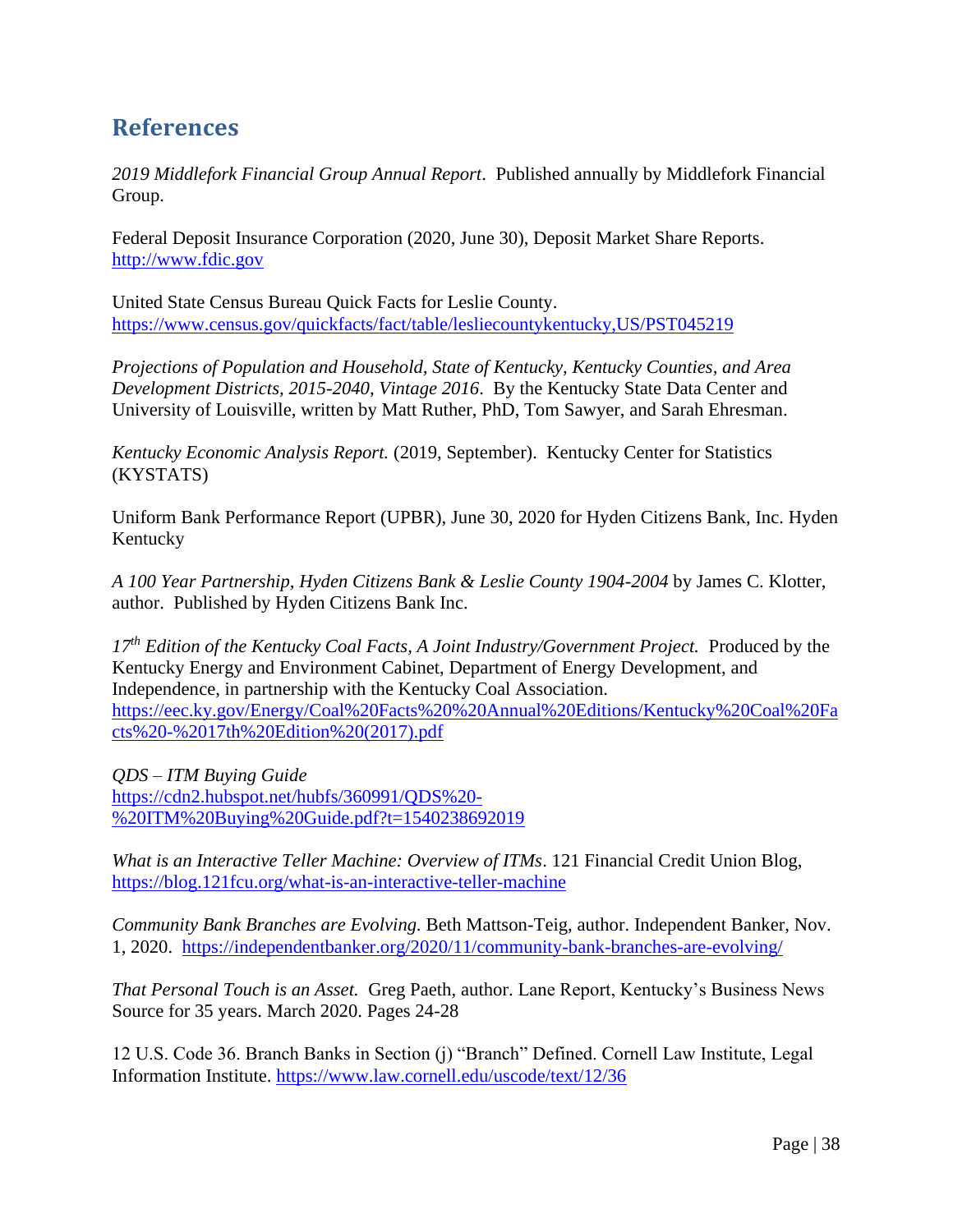## References

*2019 Middlefork Financial Group Annual Report*. Published annually by Middlefork Financial Group.

Federal Deposit Insurance Corporation (2020, June 30), Deposit Market Share Reports. http://www.fdic.gov

United State Census Bureau Quick Facts for Leslie County. https://www.census.gov/quickfacts/fact/table/lesliecountykentucky,US/PST045219

*Projections of Population and Household, State of Kentucky, Kentucky Counties, and Area Development Districts, 2015-2040, Vintage 2016*. By the Kentucky State Data Center and University of Louisville, written by Matt Ruther, PhD, Tom Sawyer, and Sarah Ehresman.

*Kentucky Economic Analysis Report.* (2019, September). Kentucky Center for Statistics (KYSTATS)

Uniform Bank Performance Report (UPBR), June 30, 2020 for Hyden Citizens Bank, Inc. Hyden Kentucky

*A 100 Year Partnership, Hyden Citizens Bank & Leslie County 1904-2004* by James C. Klotter, author. Published by Hyden Citizens Bank Inc.

*17th Edition of the Kentucky Coal Facts, A Joint Industry/Government Project.* Produced by the Kentucky Energy and Environment Cabinet, Department of Energy Development, and Independence, in partnership with the Kentucky Coal Association. https://eec.ky.gov/Energy/Coal%20Facts%20%20Annual%20Editions/Kentucky%20Coal%20Facts%20-%2017th%20Edition%20(2017).pdf

*QDS – ITM Buying Guide*
https://cdn2.hubspot.net/hubfs/360991/QDS%20-%20ITM%20Buying%20Guide.pdf?t=1540238692019

*What is an Interactive Teller Machine: Overview of ITMs*. 121 Financial Credit Union Blog, https://blog.121fcu.org/what-is-an-interactive-teller-machine

*Community Bank Branches are Evolving.* Beth Mattson-Teig, author. Independent Banker, Nov. 1, 2020. https://independentbanker.org/2020/11/community-bank-branches-are-evolving/

*That Personal Touch is an Asset.* Greg Paeth, author. Lane Report, Kentucky's Business News Source for 35 years. March 2020. Pages 24-28

12 U.S. Code 36. Branch Banks in Section (j) "Branch" Defined. Cornell Law Institute, Legal Information Institute. https://www.law.cornell.edu/uscode/text/12/36